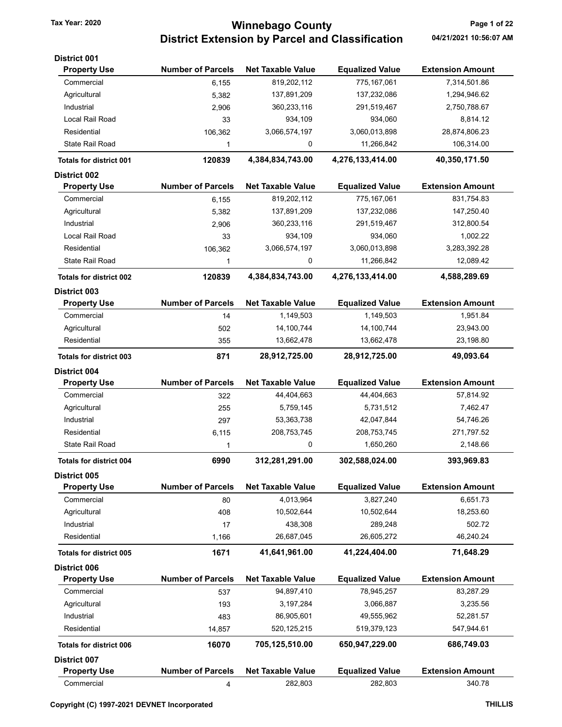Tax Year: 2020

# Winnebago County
## District Extension by Parcel and Classification

04/21/2021 10:56:07 AM

### District 001

| Property Use | Number of Parcels | Net Taxable Value | Equalized Value | Extension Amount |
|---|---|---|---|---|
| Commercial | 6,155 | 819,202,112 | 775,167,061 | 7,314,501.86 |
| Agricultural | 5,382 | 137,891,209 | 137,232,086 | 1,294,946.62 |
| Industrial | 2,906 | 360,233,116 | 291,519,467 | 2,750,788.67 |
| Local Rail Road | 33 | 934,109 | 934,060 | 8,814.12 |
| Residential | 106,362 | 3,066,574,197 | 3,060,013,898 | 28,874,806.23 |
| State Rail Road | 1 | 0 | 11,266,842 | 106,314.00 |
| **Totals for district 001** | **120839** | **4,384,834,743.00** | **4,276,133,414.00** | **40,350,171.50** |

### District 002

| Property Use | Number of Parcels | Net Taxable Value | Equalized Value | Extension Amount |
|---|---|---|---|---|
| Commercial | 6,155 | 819,202,112 | 775,167,061 | 831,754.83 |
| Agricultural | 5,382 | 137,891,209 | 137,232,086 | 147,250.40 |
| Industrial | 2,906 | 360,233,116 | 291,519,467 | 312,800.54 |
| Local Rail Road | 33 | 934,109 | 934,060 | 1,002.22 |
| Residential | 106,362 | 3,066,574,197 | 3,060,013,898 | 3,283,392.28 |
| State Rail Road | 1 | 0 | 11,266,842 | 12,089.42 |
| **Totals for district 002** | **120839** | **4,384,834,743.00** | **4,276,133,414.00** | **4,588,289.69** |

### District 003

| Property Use | Number of Parcels | Net Taxable Value | Equalized Value | Extension Amount |
|---|---|---|---|---|
| Commercial | 14 | 1,149,503 | 1,149,503 | 1,951.84 |
| Agricultural | 502 | 14,100,744 | 14,100,744 | 23,943.00 |
| Residential | 355 | 13,662,478 | 13,662,478 | 23,198.80 |
| **Totals for district 003** | **871** | **28,912,725.00** | **28,912,725.00** | **49,093.64** |

### District 004

| Property Use | Number of Parcels | Net Taxable Value | Equalized Value | Extension Amount |
|---|---|---|---|---|
| Commercial | 322 | 44,404,663 | 44,404,663 | 57,814.92 |
| Agricultural | 255 | 5,759,145 | 5,731,512 | 7,462.47 |
| Industrial | 297 | 53,363,738 | 42,047,844 | 54,746.26 |
| Residential | 6,115 | 208,753,745 | 208,753,745 | 271,797.52 |
| State Rail Road | 1 | 0 | 1,650,260 | 2,148.66 |
| **Totals for district 004** | **6990** | **312,281,291.00** | **302,588,024.00** | **393,969.83** |

### District 005

| Property Use | Number of Parcels | Net Taxable Value | Equalized Value | Extension Amount |
|---|---|---|---|---|
| Commercial | 80 | 4,013,964 | 3,827,240 | 6,651.73 |
| Agricultural | 408 | 10,502,644 | 10,502,644 | 18,253.60 |
| Industrial | 17 | 438,308 | 289,248 | 502.72 |
| Residential | 1,166 | 26,687,045 | 26,605,272 | 46,240.24 |
| **Totals for district 005** | **1671** | **41,641,961.00** | **41,224,404.00** | **71,648.29** |

### District 006

| Property Use | Number of Parcels | Net Taxable Value | Equalized Value | Extension Amount |
|---|---|---|---|---|
| Commercial | 537 | 94,897,410 | 78,945,257 | 83,287.29 |
| Agricultural | 193 | 3,197,284 | 3,066,887 | 3,235.56 |
| Industrial | 483 | 86,905,601 | 49,555,962 | 52,281.57 |
| Residential | 14,857 | 520,125,215 | 519,379,123 | 547,944.61 |
| **Totals for district 006** | **16070** | **705,125,510.00** | **650,947,229.00** | **686,749.03** |

### District 007

| Property Use | Number of Parcels | Net Taxable Value | Equalized Value | Extension Amount |
|---|---|---|---|---|
| Commercial | 4 | 282,803 | 282,803 | 340.78 |

Copyright (C) 1997-2021 DEVNET Incorporated

THILLIS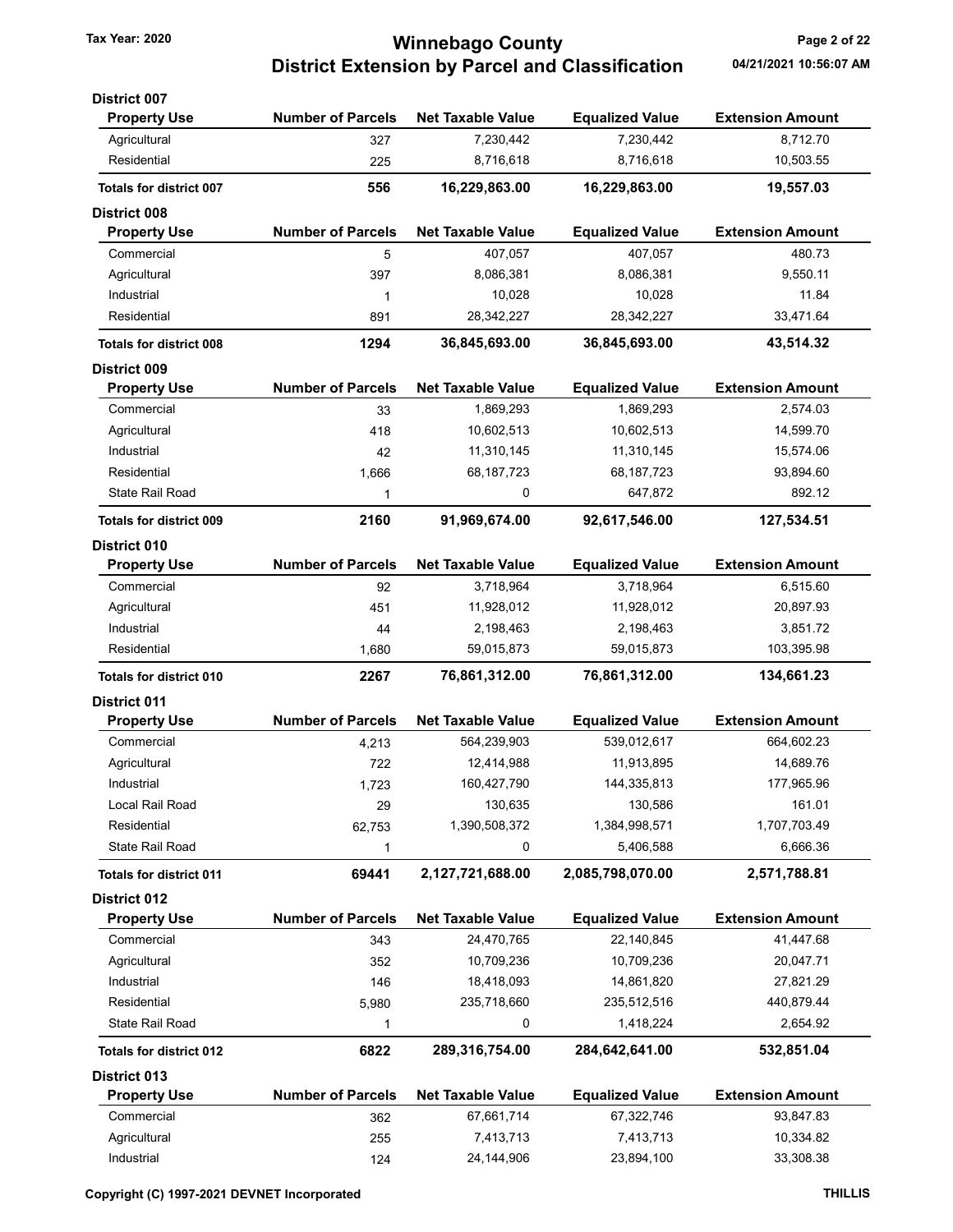# Winnebago County
## District Extension by Parcel and Classification

Tax Year: 2020

04/21/2021 10:56:07 AM

### District 007

| Property Use | Number of Parcels | Net Taxable Value | Equalized Value | Extension Amount |
|---|---|---|---|---|
| Agricultural | 327 | 7,230,442 | 7,230,442 | 8,712.70 |
| Residential | 225 | 8,716,618 | 8,716,618 | 10,503.55 |
| **Totals for district 007** | **556** | **16,229,863.00** | **16,229,863.00** | **19,557.03** |

### District 008

| Property Use | Number of Parcels | Net Taxable Value | Equalized Value | Extension Amount |
|---|---|---|---|---|
| Commercial | 5 | 407,057 | 407,057 | 480.73 |
| Agricultural | 397 | 8,086,381 | 8,086,381 | 9,550.11 |
| Industrial | 1 | 10,028 | 10,028 | 11.84 |
| Residential | 891 | 28,342,227 | 28,342,227 | 33,471.64 |
| **Totals for district 008** | **1294** | **36,845,693.00** | **36,845,693.00** | **43,514.32** |

### District 009

| Property Use | Number of Parcels | Net Taxable Value | Equalized Value | Extension Amount |
|---|---|---|---|---|
| Commercial | 33 | 1,869,293 | 1,869,293 | 2,574.03 |
| Agricultural | 418 | 10,602,513 | 10,602,513 | 14,599.70 |
| Industrial | 42 | 11,310,145 | 11,310,145 | 15,574.06 |
| Residential | 1,666 | 68,187,723 | 68,187,723 | 93,894.60 |
| State Rail Road | 1 | 0 | 647,872 | 892.12 |
| **Totals for district 009** | **2160** | **91,969,674.00** | **92,617,546.00** | **127,534.51** |

### District 010

| Property Use | Number of Parcels | Net Taxable Value | Equalized Value | Extension Amount |
|---|---|---|---|---|
| Commercial | 92 | 3,718,964 | 3,718,964 | 6,515.60 |
| Agricultural | 451 | 11,928,012 | 11,928,012 | 20,897.93 |
| Industrial | 44 | 2,198,463 | 2,198,463 | 3,851.72 |
| Residential | 1,680 | 59,015,873 | 59,015,873 | 103,395.98 |
| **Totals for district 010** | **2267** | **76,861,312.00** | **76,861,312.00** | **134,661.23** |

### District 011

| Property Use | Number of Parcels | Net Taxable Value | Equalized Value | Extension Amount |
|---|---|---|---|---|
| Commercial | 4,213 | 564,239,903 | 539,012,617 | 664,602.23 |
| Agricultural | 722 | 12,414,988 | 11,913,895 | 14,689.76 |
| Industrial | 1,723 | 160,427,790 | 144,335,813 | 177,965.96 |
| Local Rail Road | 29 | 130,635 | 130,586 | 161.01 |
| Residential | 62,753 | 1,390,508,372 | 1,384,998,571 | 1,707,703.49 |
| State Rail Road | 1 | 0 | 5,406,588 | 6,666.36 |
| **Totals for district 011** | **69441** | **2,127,721,688.00** | **2,085,798,070.00** | **2,571,788.81** |

### District 012

| Property Use | Number of Parcels | Net Taxable Value | Equalized Value | Extension Amount |
|---|---|---|---|---|
| Commercial | 343 | 24,470,765 | 22,140,845 | 41,447.68 |
| Agricultural | 352 | 10,709,236 | 10,709,236 | 20,047.71 |
| Industrial | 146 | 18,418,093 | 14,861,820 | 27,821.29 |
| Residential | 5,980 | 235,718,660 | 235,512,516 | 440,879.44 |
| State Rail Road | 1 | 0 | 1,418,224 | 2,654.92 |
| **Totals for district 012** | **6822** | **289,316,754.00** | **284,642,641.00** | **532,851.04** |

### District 013

| Property Use | Number of Parcels | Net Taxable Value | Equalized Value | Extension Amount |
|---|---|---|---|---|
| Commercial | 362 | 67,661,714 | 67,322,746 | 93,847.83 |
| Agricultural | 255 | 7,413,713 | 7,413,713 | 10,334.82 |
| Industrial | 124 | 24,144,906 | 23,894,100 | 33,308.38 |

Copyright (C) 1997-2021 DEVNET Incorporated — THILLIS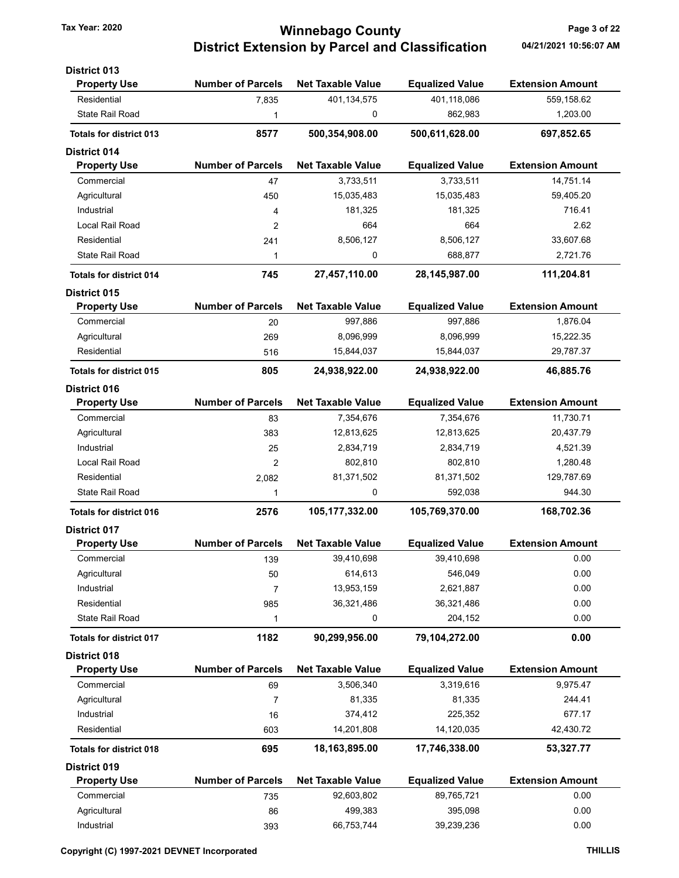# Winnebago County

## District Extension by Parcel and Classification

Tax Year: 2020

04/21/2021 10:56:07 AM

### District 013

| Property Use | Number of Parcels | Net Taxable Value | Equalized Value | Extension Amount |
|---|---|---|---|---|
| Residential | 7,835 | 401,134,575 | 401,118,086 | 559,158.62 |
| State Rail Road | 1 | 0 | 862,983 | 1,203.00 |
| **Totals for district 013** | **8577** | **500,354,908.00** | **500,611,628.00** | **697,852.65** |

### District 014

| Property Use | Number of Parcels | Net Taxable Value | Equalized Value | Extension Amount |
|---|---|---|---|---|
| Commercial | 47 | 3,733,511 | 3,733,511 | 14,751.14 |
| Agricultural | 450 | 15,035,483 | 15,035,483 | 59,405.20 |
| Industrial | 4 | 181,325 | 181,325 | 716.41 |
| Local Rail Road | 2 | 664 | 664 | 2.62 |
| Residential | 241 | 8,506,127 | 8,506,127 | 33,607.68 |
| State Rail Road | 1 | 0 | 688,877 | 2,721.76 |
| **Totals for district 014** | **745** | **27,457,110.00** | **28,145,987.00** | **111,204.81** |

### District 015

| Property Use | Number of Parcels | Net Taxable Value | Equalized Value | Extension Amount |
|---|---|---|---|---|
| Commercial | 20 | 997,886 | 997,886 | 1,876.04 |
| Agricultural | 269 | 8,096,999 | 8,096,999 | 15,222.35 |
| Residential | 516 | 15,844,037 | 15,844,037 | 29,787.37 |
| **Totals for district 015** | **805** | **24,938,922.00** | **24,938,922.00** | **46,885.76** |

### District 016

| Property Use | Number of Parcels | Net Taxable Value | Equalized Value | Extension Amount |
|---|---|---|---|---|
| Commercial | 83 | 7,354,676 | 7,354,676 | 11,730.71 |
| Agricultural | 383 | 12,813,625 | 12,813,625 | 20,437.79 |
| Industrial | 25 | 2,834,719 | 2,834,719 | 4,521.39 |
| Local Rail Road | 2 | 802,810 | 802,810 | 1,280.48 |
| Residential | 2,082 | 81,371,502 | 81,371,502 | 129,787.69 |
| State Rail Road | 1 | 0 | 592,038 | 944.30 |
| **Totals for district 016** | **2576** | **105,177,332.00** | **105,769,370.00** | **168,702.36** |

### District 017

| Property Use | Number of Parcels | Net Taxable Value | Equalized Value | Extension Amount |
|---|---|---|---|---|
| Commercial | 139 | 39,410,698 | 39,410,698 | 0.00 |
| Agricultural | 50 | 614,613 | 546,049 | 0.00 |
| Industrial | 7 | 13,953,159 | 2,621,887 | 0.00 |
| Residential | 985 | 36,321,486 | 36,321,486 | 0.00 |
| State Rail Road | 1 | 0 | 204,152 | 0.00 |
| **Totals for district 017** | **1182** | **90,299,956.00** | **79,104,272.00** | **0.00** |

### District 018

| Property Use | Number of Parcels | Net Taxable Value | Equalized Value | Extension Amount |
|---|---|---|---|---|
| Commercial | 69 | 3,506,340 | 3,319,616 | 9,975.47 |
| Agricultural | 7 | 81,335 | 81,335 | 244.41 |
| Industrial | 16 | 374,412 | 225,352 | 677.17 |
| Residential | 603 | 14,201,808 | 14,120,035 | 42,430.72 |
| **Totals for district 018** | **695** | **18,163,895.00** | **17,746,338.00** | **53,327.77** |

### District 019

| Property Use | Number of Parcels | Net Taxable Value | Equalized Value | Extension Amount |
|---|---|---|---|---|
| Commercial | 735 | 92,603,802 | 89,765,721 | 0.00 |
| Agricultural | 86 | 499,383 | 395,098 | 0.00 |
| Industrial | 393 | 66,753,744 | 39,239,236 | 0.00 |

Copyright (C) 1997-2021 DEVNET Incorporated

THILLIS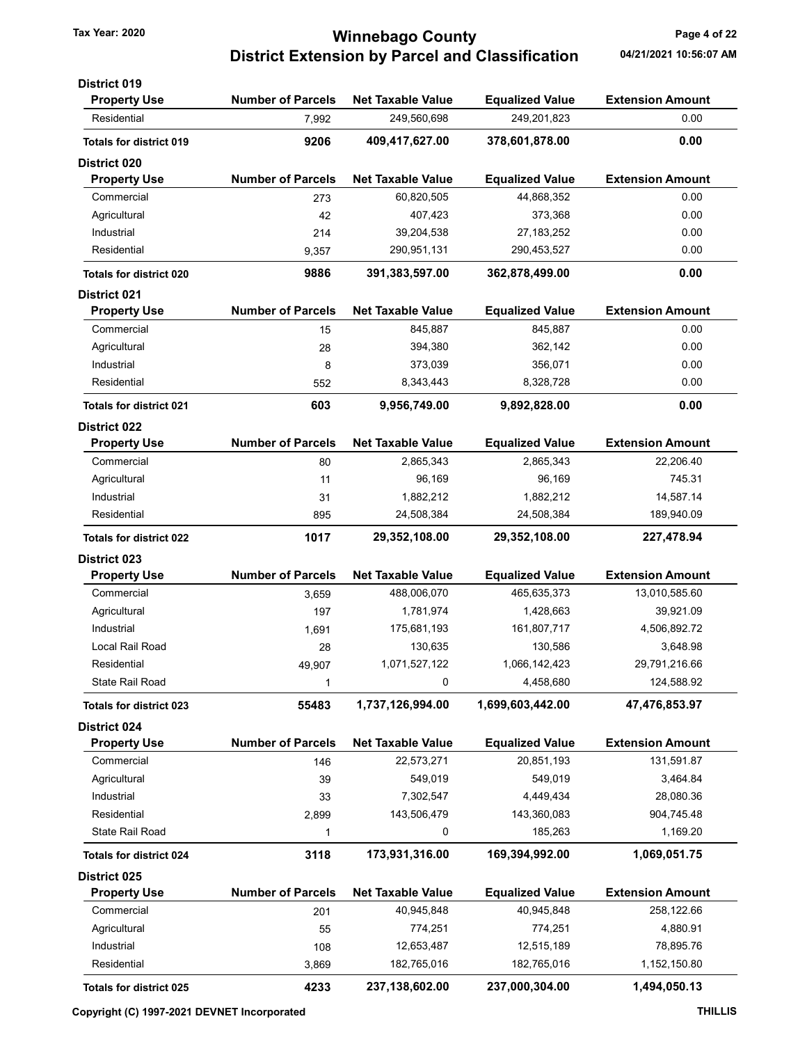# Winnebago County
## District Extension by Parcel and Classification

Tax Year: 2020

04/21/2021 10:56:07 AM

### District 019

| Property Use | Number of Parcels | Net Taxable Value | Equalized Value | Extension Amount |
|---|---|---|---|---|
| Residential | 7,992 | 249,560,698 | 249,201,823 | 0.00 |
| **Totals for district 019** | **9206** | **409,417,627.00** | **378,601,878.00** | **0.00** |

### District 020

| Property Use | Number of Parcels | Net Taxable Value | Equalized Value | Extension Amount |
|---|---|---|---|---|
| Commercial | 273 | 60,820,505 | 44,868,352 | 0.00 |
| Agricultural | 42 | 407,423 | 373,368 | 0.00 |
| Industrial | 214 | 39,204,538 | 27,183,252 | 0.00 |
| Residential | 9,357 | 290,951,131 | 290,453,527 | 0.00 |
| **Totals for district 020** | **9886** | **391,383,597.00** | **362,878,499.00** | **0.00** |

### District 021

| Property Use | Number of Parcels | Net Taxable Value | Equalized Value | Extension Amount |
|---|---|---|---|---|
| Commercial | 15 | 845,887 | 845,887 | 0.00 |
| Agricultural | 28 | 394,380 | 362,142 | 0.00 |
| Industrial | 8 | 373,039 | 356,071 | 0.00 |
| Residential | 552 | 8,343,443 | 8,328,728 | 0.00 |
| **Totals for district 021** | **603** | **9,956,749.00** | **9,892,828.00** | **0.00** |

### District 022

| Property Use | Number of Parcels | Net Taxable Value | Equalized Value | Extension Amount |
|---|---|---|---|---|
| Commercial | 80 | 2,865,343 | 2,865,343 | 22,206.40 |
| Agricultural | 11 | 96,169 | 96,169 | 745.31 |
| Industrial | 31 | 1,882,212 | 1,882,212 | 14,587.14 |
| Residential | 895 | 24,508,384 | 24,508,384 | 189,940.09 |
| **Totals for district 022** | **1017** | **29,352,108.00** | **29,352,108.00** | **227,478.94** |

### District 023

| Property Use | Number of Parcels | Net Taxable Value | Equalized Value | Extension Amount |
|---|---|---|---|---|
| Commercial | 3,659 | 488,006,070 | 465,635,373 | 13,010,585.60 |
| Agricultural | 197 | 1,781,974 | 1,428,663 | 39,921.09 |
| Industrial | 1,691 | 175,681,193 | 161,807,717 | 4,506,892.72 |
| Local Rail Road | 28 | 130,635 | 130,586 | 3,648.98 |
| Residential | 49,907 | 1,071,527,122 | 1,066,142,423 | 29,791,216.66 |
| State Rail Road | 1 | 0 | 4,458,680 | 124,588.92 |
| **Totals for district 023** | **55483** | **1,737,126,994.00** | **1,699,603,442.00** | **47,476,853.97** |

### District 024

| Property Use | Number of Parcels | Net Taxable Value | Equalized Value | Extension Amount |
|---|---|---|---|---|
| Commercial | 146 | 22,573,271 | 20,851,193 | 131,591.87 |
| Agricultural | 39 | 549,019 | 549,019 | 3,464.84 |
| Industrial | 33 | 7,302,547 | 4,449,434 | 28,080.36 |
| Residential | 2,899 | 143,506,479 | 143,360,083 | 904,745.48 |
| State Rail Road | 1 | 0 | 185,263 | 1,169.20 |
| **Totals for district 024** | **3118** | **173,931,316.00** | **169,394,992.00** | **1,069,051.75** |

### District 025

| Property Use | Number of Parcels | Net Taxable Value | Equalized Value | Extension Amount |
|---|---|---|---|---|
| Commercial | 201 | 40,945,848 | 40,945,848 | 258,122.66 |
| Agricultural | 55 | 774,251 | 774,251 | 4,880.91 |
| Industrial | 108 | 12,653,487 | 12,515,189 | 78,895.76 |
| Residential | 3,869 | 182,765,016 | 182,765,016 | 1,152,150.80 |
| **Totals for district 025** | **4233** | **237,138,602.00** | **237,000,304.00** | **1,494,050.13** |

Copyright (C) 1997-2021 DEVNET Incorporated — THILLIS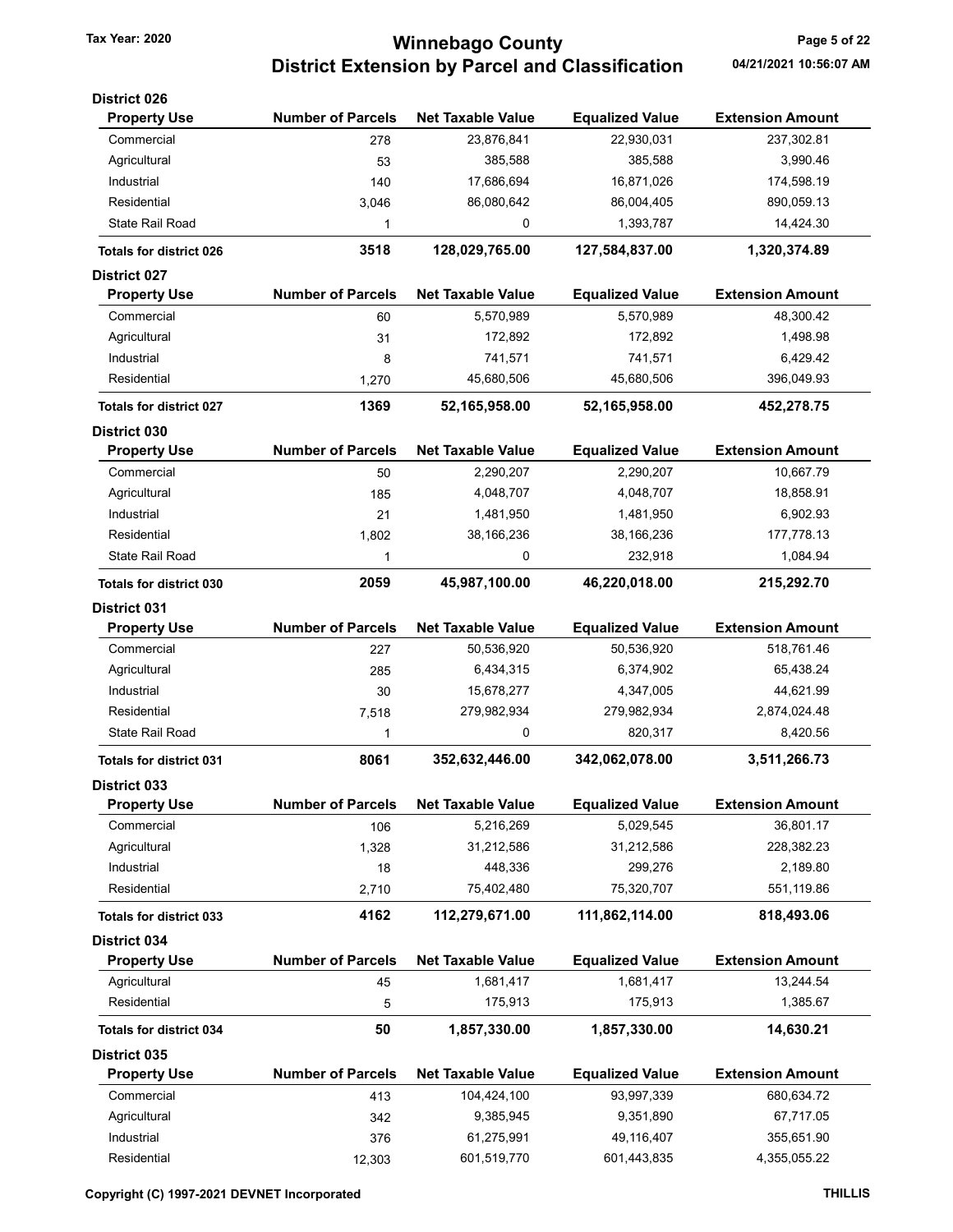# Winnebago County
## District Extension by Parcel and Classification

Tax Year: 2020

04/21/2021 10:56:07 AM

### District 026

| Property Use | Number of Parcels | Net Taxable Value | Equalized Value | Extension Amount |
|---|---|---|---|---|
| Commercial | 278 | 23,876,841 | 22,930,031 | 237,302.81 |
| Agricultural | 53 | 385,588 | 385,588 | 3,990.46 |
| Industrial | 140 | 17,686,694 | 16,871,026 | 174,598.19 |
| Residential | 3,046 | 86,080,642 | 86,004,405 | 890,059.13 |
| State Rail Road | 1 | 0 | 1,393,787 | 14,424.30 |
| **Totals for district 026** | **3518** | **128,029,765.00** | **127,584,837.00** | **1,320,374.89** |

### District 027

| Property Use | Number of Parcels | Net Taxable Value | Equalized Value | Extension Amount |
|---|---|---|---|---|
| Commercial | 60 | 5,570,989 | 5,570,989 | 48,300.42 |
| Agricultural | 31 | 172,892 | 172,892 | 1,498.98 |
| Industrial | 8 | 741,571 | 741,571 | 6,429.42 |
| Residential | 1,270 | 45,680,506 | 45,680,506 | 396,049.93 |
| **Totals for district 027** | **1369** | **52,165,958.00** | **52,165,958.00** | **452,278.75** |

### District 030

| Property Use | Number of Parcels | Net Taxable Value | Equalized Value | Extension Amount |
|---|---|---|---|---|
| Commercial | 50 | 2,290,207 | 2,290,207 | 10,667.79 |
| Agricultural | 185 | 4,048,707 | 4,048,707 | 18,858.91 |
| Industrial | 21 | 1,481,950 | 1,481,950 | 6,902.93 |
| Residential | 1,802 | 38,166,236 | 38,166,236 | 177,778.13 |
| State Rail Road | 1 | 0 | 232,918 | 1,084.94 |
| **Totals for district 030** | **2059** | **45,987,100.00** | **46,220,018.00** | **215,292.70** |

### District 031

| Property Use | Number of Parcels | Net Taxable Value | Equalized Value | Extension Amount |
|---|---|---|---|---|
| Commercial | 227 | 50,536,920 | 50,536,920 | 518,761.46 |
| Agricultural | 285 | 6,434,315 | 6,374,902 | 65,438.24 |
| Industrial | 30 | 15,678,277 | 4,347,005 | 44,621.99 |
| Residential | 7,518 | 279,982,934 | 279,982,934 | 2,874,024.48 |
| State Rail Road | 1 | 0 | 820,317 | 8,420.56 |
| **Totals for district 031** | **8061** | **352,632,446.00** | **342,062,078.00** | **3,511,266.73** |

### District 033

| Property Use | Number of Parcels | Net Taxable Value | Equalized Value | Extension Amount |
|---|---|---|---|---|
| Commercial | 106 | 5,216,269 | 5,029,545 | 36,801.17 |
| Agricultural | 1,328 | 31,212,586 | 31,212,586 | 228,382.23 |
| Industrial | 18 | 448,336 | 299,276 | 2,189.80 |
| Residential | 2,710 | 75,402,480 | 75,320,707 | 551,119.86 |
| **Totals for district 033** | **4162** | **112,279,671.00** | **111,862,114.00** | **818,493.06** |

### District 034

| Property Use | Number of Parcels | Net Taxable Value | Equalized Value | Extension Amount |
|---|---|---|---|---|
| Agricultural | 45 | 1,681,417 | 1,681,417 | 13,244.54 |
| Residential | 5 | 175,913 | 175,913 | 1,385.67 |
| **Totals for district 034** | **50** | **1,857,330.00** | **1,857,330.00** | **14,630.21** |

### District 035

| Property Use | Number of Parcels | Net Taxable Value | Equalized Value | Extension Amount |
|---|---|---|---|---|
| Commercial | 413 | 104,424,100 | 93,997,339 | 680,634.72 |
| Agricultural | 342 | 9,385,945 | 9,351,890 | 67,717.05 |
| Industrial | 376 | 61,275,991 | 49,116,407 | 355,651.90 |
| Residential | 12,303 | 601,519,770 | 601,443,835 | 4,355,055.22 |

Copyright (C) 1997-2021 DEVNET Incorporated THILLIS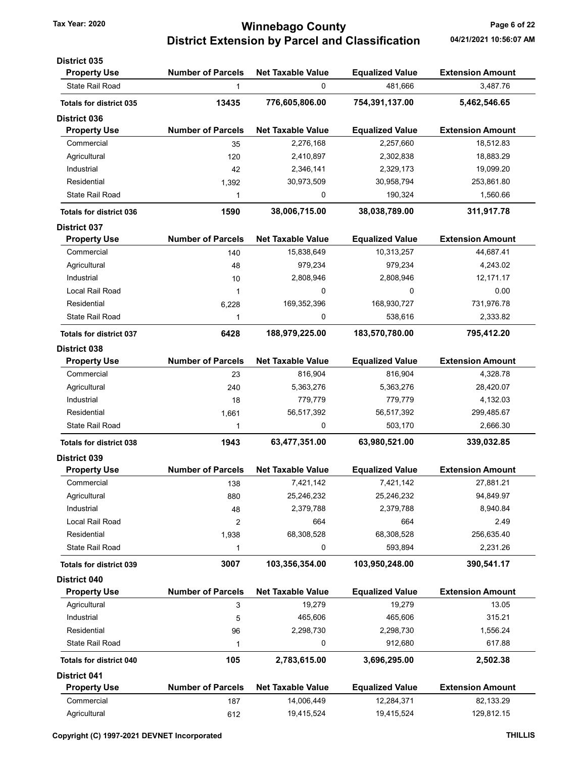### District 035

| Property Use | Number of Parcels | Net Taxable Value | Equalized Value | Extension Amount |
|---|---|---|---|---|
| State Rail Road | 1 | 0 | 481,666 | 3,487.76 |
| **Totals for district 035** | **13435** | **776,605,806.00** | **754,391,137.00** | **5,462,546.65** |

### District 036

| Property Use | Number of Parcels | Net Taxable Value | Equalized Value | Extension Amount |
|---|---|---|---|---|
| Commercial | 35 | 2,276,168 | 2,257,660 | 18,512.83 |
| Agricultural | 120 | 2,410,897 | 2,302,838 | 18,883.29 |
| Industrial | 42 | 2,346,141 | 2,329,173 | 19,099.20 |
| Residential | 1,392 | 30,973,509 | 30,958,794 | 253,861.80 |
| State Rail Road | 1 | 0 | 190,324 | 1,560.66 |
| **Totals for district 036** | **1590** | **38,006,715.00** | **38,038,789.00** | **311,917.78** |

### District 037

| Property Use | Number of Parcels | Net Taxable Value | Equalized Value | Extension Amount |
|---|---|---|---|---|
| Commercial | 140 | 15,838,649 | 10,313,257 | 44,687.41 |
| Agricultural | 48 | 979,234 | 979,234 | 4,243.02 |
| Industrial | 10 | 2,808,946 | 2,808,946 | 12,171.17 |
| Local Rail Road | 1 | 0 | 0 | 0.00 |
| Residential | 6,228 | 169,352,396 | 168,930,727 | 731,976.78 |
| State Rail Road | 1 | 0 | 538,616 | 2,333.82 |
| **Totals for district 037** | **6428** | **188,979,225.00** | **183,570,780.00** | **795,412.20** |

### District 038

| Property Use | Number of Parcels | Net Taxable Value | Equalized Value | Extension Amount |
|---|---|---|---|---|
| Commercial | 23 | 816,904 | 816,904 | 4,328.78 |
| Agricultural | 240 | 5,363,276 | 5,363,276 | 28,420.07 |
| Industrial | 18 | 779,779 | 779,779 | 4,132.03 |
| Residential | 1,661 | 56,517,392 | 56,517,392 | 299,485.67 |
| State Rail Road | 1 | 0 | 503,170 | 2,666.30 |
| **Totals for district 038** | **1943** | **63,477,351.00** | **63,980,521.00** | **339,032.85** |

### District 039

| Property Use | Number of Parcels | Net Taxable Value | Equalized Value | Extension Amount |
|---|---|---|---|---|
| Commercial | 138 | 7,421,142 | 7,421,142 | 27,881.21 |
| Agricultural | 880 | 25,246,232 | 25,246,232 | 94,849.97 |
| Industrial | 48 | 2,379,788 | 2,379,788 | 8,940.84 |
| Local Rail Road | 2 | 664 | 664 | 2.49 |
| Residential | 1,938 | 68,308,528 | 68,308,528 | 256,635.40 |
| State Rail Road | 1 | 0 | 593,894 | 2,231.26 |
| **Totals for district 039** | **3007** | **103,356,354.00** | **103,950,248.00** | **390,541.17** |

### District 040

| Property Use | Number of Parcels | Net Taxable Value | Equalized Value | Extension Amount |
|---|---|---|---|---|
| Agricultural | 3 | 19,279 | 19,279 | 13.05 |
| Industrial | 5 | 465,606 | 465,606 | 315.21 |
| Residential | 96 | 2,298,730 | 2,298,730 | 1,556.24 |
| State Rail Road | 1 | 0 | 912,680 | 617.88 |
| **Totals for district 040** | **105** | **2,783,615.00** | **3,696,295.00** | **2,502.38** |

### District 041

| Property Use | Number of Parcels | Net Taxable Value | Equalized Value | Extension Amount |
|---|---|---|---|---|
| Commercial | 187 | 14,006,449 | 12,284,371 | 82,133.29 |
| Agricultural | 612 | 19,415,524 | 19,415,524 | 129,812.15 |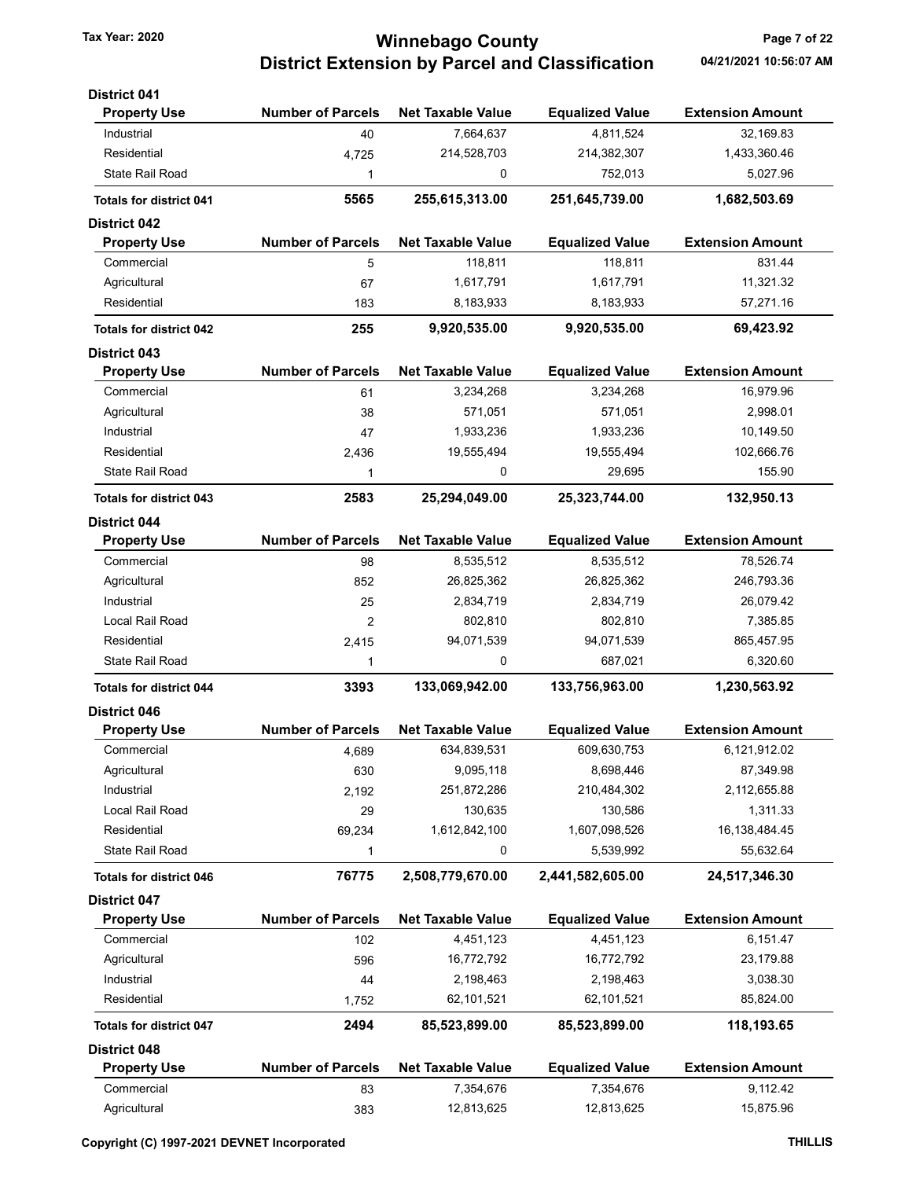# Winnebago County

## District Extension by Parcel and Classification

Tax Year: 2020

04/21/2021 10:56:07 AM

### District 041

| Property Use | Number of Parcels | Net Taxable Value | Equalized Value | Extension Amount |
|---|---|---|---|---|
| Industrial | 40 | 7,664,637 | 4,811,524 | 32,169.83 |
| Residential | 4,725 | 214,528,703 | 214,382,307 | 1,433,360.46 |
| State Rail Road | 1 | 0 | 752,013 | 5,027.96 |
| **Totals for district 041** | **5565** | **255,615,313.00** | **251,645,739.00** | **1,682,503.69** |

### District 042

| Property Use | Number of Parcels | Net Taxable Value | Equalized Value | Extension Amount |
|---|---|---|---|---|
| Commercial | 5 | 118,811 | 118,811 | 831.44 |
| Agricultural | 67 | 1,617,791 | 1,617,791 | 11,321.32 |
| Residential | 183 | 8,183,933 | 8,183,933 | 57,271.16 |
| **Totals for district 042** | **255** | **9,920,535.00** | **9,920,535.00** | **69,423.92** |

### District 043

| Property Use | Number of Parcels | Net Taxable Value | Equalized Value | Extension Amount |
|---|---|---|---|---|
| Commercial | 61 | 3,234,268 | 3,234,268 | 16,979.96 |
| Agricultural | 38 | 571,051 | 571,051 | 2,998.01 |
| Industrial | 47 | 1,933,236 | 1,933,236 | 10,149.50 |
| Residential | 2,436 | 19,555,494 | 19,555,494 | 102,666.76 |
| State Rail Road | 1 | 0 | 29,695 | 155.90 |
| **Totals for district 043** | **2583** | **25,294,049.00** | **25,323,744.00** | **132,950.13** |

### District 044

| Property Use | Number of Parcels | Net Taxable Value | Equalized Value | Extension Amount |
|---|---|---|---|---|
| Commercial | 98 | 8,535,512 | 8,535,512 | 78,526.74 |
| Agricultural | 852 | 26,825,362 | 26,825,362 | 246,793.36 |
| Industrial | 25 | 2,834,719 | 2,834,719 | 26,079.42 |
| Local Rail Road | 2 | 802,810 | 802,810 | 7,385.85 |
| Residential | 2,415 | 94,071,539 | 94,071,539 | 865,457.95 |
| State Rail Road | 1 | 0 | 687,021 | 6,320.60 |
| **Totals for district 044** | **3393** | **133,069,942.00** | **133,756,963.00** | **1,230,563.92** |

### District 046

| Property Use | Number of Parcels | Net Taxable Value | Equalized Value | Extension Amount |
|---|---|---|---|---|
| Commercial | 4,689 | 634,839,531 | 609,630,753 | 6,121,912.02 |
| Agricultural | 630 | 9,095,118 | 8,698,446 | 87,349.98 |
| Industrial | 2,192 | 251,872,286 | 210,484,302 | 2,112,655.88 |
| Local Rail Road | 29 | 130,635 | 130,586 | 1,311.33 |
| Residential | 69,234 | 1,612,842,100 | 1,607,098,526 | 16,138,484.45 |
| State Rail Road | 1 | 0 | 5,539,992 | 55,632.64 |
| **Totals for district 046** | **76775** | **2,508,779,670.00** | **2,441,582,605.00** | **24,517,346.30** |

### District 047

| Property Use | Number of Parcels | Net Taxable Value | Equalized Value | Extension Amount |
|---|---|---|---|---|
| Commercial | 102 | 4,451,123 | 4,451,123 | 6,151.47 |
| Agricultural | 596 | 16,772,792 | 16,772,792 | 23,179.88 |
| Industrial | 44 | 2,198,463 | 2,198,463 | 3,038.30 |
| Residential | 1,752 | 62,101,521 | 62,101,521 | 85,824.00 |
| **Totals for district 047** | **2494** | **85,523,899.00** | **85,523,899.00** | **118,193.65** |

### District 048

| Property Use | Number of Parcels | Net Taxable Value | Equalized Value | Extension Amount |
|---|---|---|---|---|
| Commercial | 83 | 7,354,676 | 7,354,676 | 9,112.42 |
| Agricultural | 383 | 12,813,625 | 12,813,625 | 15,875.96 |

Copyright (C) 1997-2021 DEVNET Incorporated — THILLIS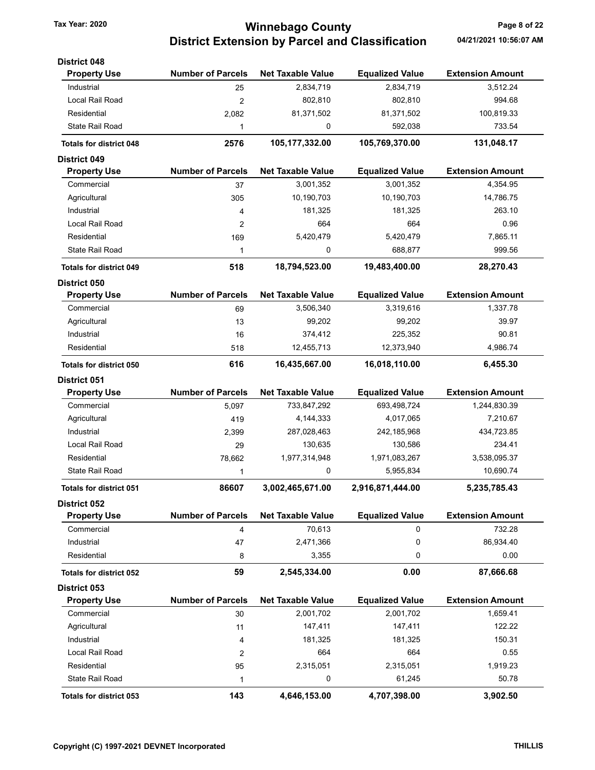# Winnebago County
## District Extension by Parcel and Classification

Tax Year: 2020

04/21/2021 10:56:07 AM

### District 048

| Property Use | Number of Parcels | Net Taxable Value | Equalized Value | Extension Amount |
|---|---|---|---|---|
| Industrial | 25 | 2,834,719 | 2,834,719 | 3,512.24 |
| Local Rail Road | 2 | 802,810 | 802,810 | 994.68 |
| Residential | 2,082 | 81,371,502 | 81,371,502 | 100,819.33 |
| State Rail Road | 1 | 0 | 592,038 | 733.54 |
| **Totals for district 048** | **2576** | **105,177,332.00** | **105,769,370.00** | **131,048.17** |

### District 049

| Property Use | Number of Parcels | Net Taxable Value | Equalized Value | Extension Amount |
|---|---|---|---|---|
| Commercial | 37 | 3,001,352 | 3,001,352 | 4,354.95 |
| Agricultural | 305 | 10,190,703 | 10,190,703 | 14,786.75 |
| Industrial | 4 | 181,325 | 181,325 | 263.10 |
| Local Rail Road | 2 | 664 | 664 | 0.96 |
| Residential | 169 | 5,420,479 | 5,420,479 | 7,865.11 |
| State Rail Road | 1 | 0 | 688,877 | 999.56 |
| **Totals for district 049** | **518** | **18,794,523.00** | **19,483,400.00** | **28,270.43** |

### District 050

| Property Use | Number of Parcels | Net Taxable Value | Equalized Value | Extension Amount |
|---|---|---|---|---|
| Commercial | 69 | 3,506,340 | 3,319,616 | 1,337.78 |
| Agricultural | 13 | 99,202 | 99,202 | 39.97 |
| Industrial | 16 | 374,412 | 225,352 | 90.81 |
| Residential | 518 | 12,455,713 | 12,373,940 | 4,986.74 |
| **Totals for district 050** | **616** | **16,435,667.00** | **16,018,110.00** | **6,455.30** |

### District 051

| Property Use | Number of Parcels | Net Taxable Value | Equalized Value | Extension Amount |
|---|---|---|---|---|
| Commercial | 5,097 | 733,847,292 | 693,498,724 | 1,244,830.39 |
| Agricultural | 419 | 4,144,333 | 4,017,065 | 7,210.67 |
| Industrial | 2,399 | 287,028,463 | 242,185,968 | 434,723.85 |
| Local Rail Road | 29 | 130,635 | 130,586 | 234.41 |
| Residential | 78,662 | 1,977,314,948 | 1,971,083,267 | 3,538,095.37 |
| State Rail Road | 1 | 0 | 5,955,834 | 10,690.74 |
| **Totals for district 051** | **86607** | **3,002,465,671.00** | **2,916,871,444.00** | **5,235,785.43** |

### District 052

| Property Use | Number of Parcels | Net Taxable Value | Equalized Value | Extension Amount |
|---|---|---|---|---|
| Commercial | 4 | 70,613 | 0 | 732.28 |
| Industrial | 47 | 2,471,366 | 0 | 86,934.40 |
| Residential | 8 | 3,355 | 0 | 0.00 |
| **Totals for district 052** | **59** | **2,545,334.00** | **0.00** | **87,666.68** |

### District 053

| Property Use | Number of Parcels | Net Taxable Value | Equalized Value | Extension Amount |
|---|---|---|---|---|
| Commercial | 30 | 2,001,702 | 2,001,702 | 1,659.41 |
| Agricultural | 11 | 147,411 | 147,411 | 122.22 |
| Industrial | 4 | 181,325 | 181,325 | 150.31 |
| Local Rail Road | 2 | 664 | 664 | 0.55 |
| Residential | 95 | 2,315,051 | 2,315,051 | 1,919.23 |
| State Rail Road | 1 | 0 | 61,245 | 50.78 |
| **Totals for district 053** | **143** | **4,646,153.00** | **4,707,398.00** | **3,902.50** |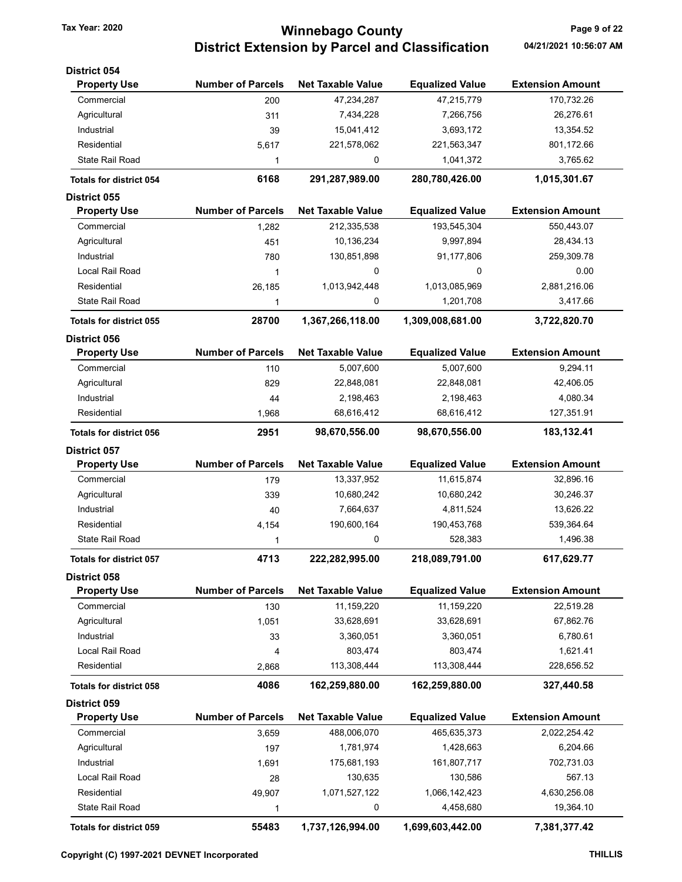# Winnebago County
## District Extension by Parcel and Classification

Tax Year: 2020

### District 054

| Property Use | Number of Parcels | Net Taxable Value | Equalized Value | Extension Amount |
|---|---|---|---|---|
| Commercial | 200 | 47,234,287 | 47,215,779 | 170,732.26 |
| Agricultural | 311 | 7,434,228 | 7,266,756 | 26,276.61 |
| Industrial | 39 | 15,041,412 | 3,693,172 | 13,354.52 |
| Residential | 5,617 | 221,578,062 | 221,563,347 | 801,172.66 |
| State Rail Road | 1 | 0 | 1,041,372 | 3,765.62 |
| **Totals for district 054** | **6168** | **291,287,989.00** | **280,780,426.00** | **1,015,301.67** |

### District 055

| Property Use | Number of Parcels | Net Taxable Value | Equalized Value | Extension Amount |
|---|---|---|---|---|
| Commercial | 1,282 | 212,335,538 | 193,545,304 | 550,443.07 |
| Agricultural | 451 | 10,136,234 | 9,997,894 | 28,434.13 |
| Industrial | 780 | 130,851,898 | 91,177,806 | 259,309.78 |
| Local Rail Road | 1 | 0 | 0 | 0.00 |
| Residential | 26,185 | 1,013,942,448 | 1,013,085,969 | 2,881,216.06 |
| State Rail Road | 1 | 0 | 1,201,708 | 3,417.66 |
| **Totals for district 055** | **28700** | **1,367,266,118.00** | **1,309,008,681.00** | **3,722,820.70** |

### District 056

| Property Use | Number of Parcels | Net Taxable Value | Equalized Value | Extension Amount |
|---|---|---|---|---|
| Commercial | 110 | 5,007,600 | 5,007,600 | 9,294.11 |
| Agricultural | 829 | 22,848,081 | 22,848,081 | 42,406.05 |
| Industrial | 44 | 2,198,463 | 2,198,463 | 4,080.34 |
| Residential | 1,968 | 68,616,412 | 68,616,412 | 127,351.91 |
| **Totals for district 056** | **2951** | **98,670,556.00** | **98,670,556.00** | **183,132.41** |

### District 057

| Property Use | Number of Parcels | Net Taxable Value | Equalized Value | Extension Amount |
|---|---|---|---|---|
| Commercial | 179 | 13,337,952 | 11,615,874 | 32,896.16 |
| Agricultural | 339 | 10,680,242 | 10,680,242 | 30,246.37 |
| Industrial | 40 | 7,664,637 | 4,811,524 | 13,626.22 |
| Residential | 4,154 | 190,600,164 | 190,453,768 | 539,364.64 |
| State Rail Road | 1 | 0 | 528,383 | 1,496.38 |
| **Totals for district 057** | **4713** | **222,282,995.00** | **218,089,791.00** | **617,629.77** |

### District 058

| Property Use | Number of Parcels | Net Taxable Value | Equalized Value | Extension Amount |
|---|---|---|---|---|
| Commercial | 130 | 11,159,220 | 11,159,220 | 22,519.28 |
| Agricultural | 1,051 | 33,628,691 | 33,628,691 | 67,862.76 |
| Industrial | 33 | 3,360,051 | 3,360,051 | 6,780.61 |
| Local Rail Road | 4 | 803,474 | 803,474 | 1,621.41 |
| Residential | 2,868 | 113,308,444 | 113,308,444 | 228,656.52 |
| **Totals for district 058** | **4086** | **162,259,880.00** | **162,259,880.00** | **327,440.58** |

### District 059

| Property Use | Number of Parcels | Net Taxable Value | Equalized Value | Extension Amount |
|---|---|---|---|---|
| Commercial | 3,659 | 488,006,070 | 465,635,373 | 2,022,254.42 |
| Agricultural | 197 | 1,781,974 | 1,428,663 | 6,204.66 |
| Industrial | 1,691 | 175,681,193 | 161,807,717 | 702,731.03 |
| Local Rail Road | 28 | 130,635 | 130,586 | 567.13 |
| Residential | 49,907 | 1,071,527,122 | 1,066,142,423 | 4,630,256.08 |
| State Rail Road | 1 | 0 | 4,458,680 | 19,364.10 |
| **Totals for district 059** | **55483** | **1,737,126,994.00** | **1,699,603,442.00** | **7,381,377.42** |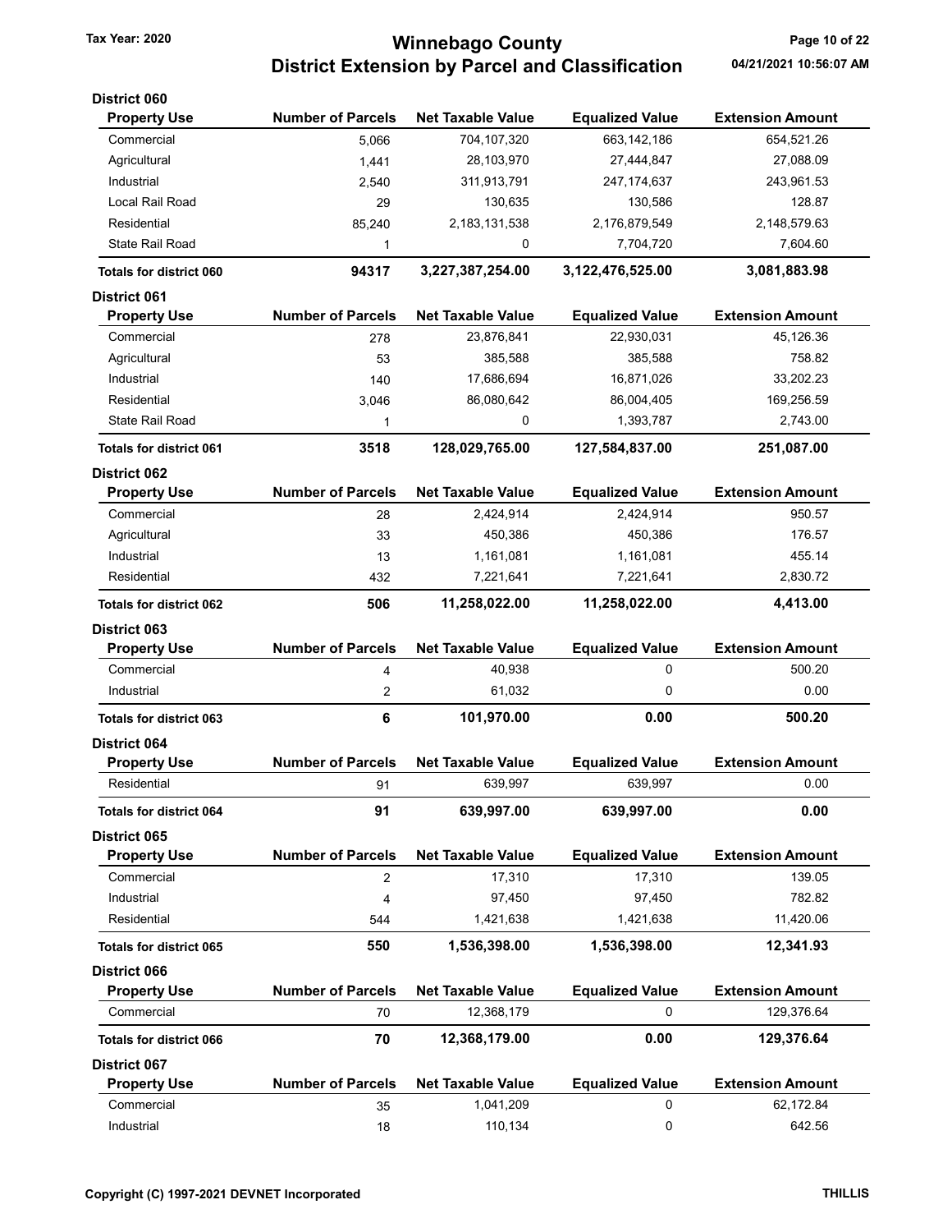# Winnebago County

## District Extension by Parcel and Classification

Tax Year: 2020

04/21/2021 10:56:07 AM

### District 060

| Property Use | Number of Parcels | Net Taxable Value | Equalized Value | Extension Amount |
|---|---|---|---|---|
| Commercial | 5,066 | 704,107,320 | 663,142,186 | 654,521.26 |
| Agricultural | 1,441 | 28,103,970 | 27,444,847 | 27,088.09 |
| Industrial | 2,540 | 311,913,791 | 247,174,637 | 243,961.53 |
| Local Rail Road | 29 | 130,635 | 130,586 | 128.87 |
| Residential | 85,240 | 2,183,131,538 | 2,176,879,549 | 2,148,579.63 |
| State Rail Road | 1 | 0 | 7,704,720 | 7,604.60 |
| **Totals for district 060** | **94317** | **3,227,387,254.00** | **3,122,476,525.00** | **3,081,883.98** |

### District 061

| Property Use | Number of Parcels | Net Taxable Value | Equalized Value | Extension Amount |
|---|---|---|---|---|
| Commercial | 278 | 23,876,841 | 22,930,031 | 45,126.36 |
| Agricultural | 53 | 385,588 | 385,588 | 758.82 |
| Industrial | 140 | 17,686,694 | 16,871,026 | 33,202.23 |
| Residential | 3,046 | 86,080,642 | 86,004,405 | 169,256.59 |
| State Rail Road | 1 | 0 | 1,393,787 | 2,743.00 |
| **Totals for district 061** | **3518** | **128,029,765.00** | **127,584,837.00** | **251,087.00** |

### District 062

| Property Use | Number of Parcels | Net Taxable Value | Equalized Value | Extension Amount |
|---|---|---|---|---|
| Commercial | 28 | 2,424,914 | 2,424,914 | 950.57 |
| Agricultural | 33 | 450,386 | 450,386 | 176.57 |
| Industrial | 13 | 1,161,081 | 1,161,081 | 455.14 |
| Residential | 432 | 7,221,641 | 7,221,641 | 2,830.72 |
| **Totals for district 062** | **506** | **11,258,022.00** | **11,258,022.00** | **4,413.00** |

### District 063

| Property Use | Number of Parcels | Net Taxable Value | Equalized Value | Extension Amount |
|---|---|---|---|---|
| Commercial | 4 | 40,938 | 0 | 500.20 |
| Industrial | 2 | 61,032 | 0 | 0.00 |
| **Totals for district 063** | **6** | **101,970.00** | **0.00** | **500.20** |

### District 064

| Property Use | Number of Parcels | Net Taxable Value | Equalized Value | Extension Amount |
|---|---|---|---|---|
| Residential | 91 | 639,997 | 639,997 | 0.00 |
| **Totals for district 064** | **91** | **639,997.00** | **639,997.00** | **0.00** |

### District 065

| Property Use | Number of Parcels | Net Taxable Value | Equalized Value | Extension Amount |
|---|---|---|---|---|
| Commercial | 2 | 17,310 | 17,310 | 139.05 |
| Industrial | 4 | 97,450 | 97,450 | 782.82 |
| Residential | 544 | 1,421,638 | 1,421,638 | 11,420.06 |
| **Totals for district 065** | **550** | **1,536,398.00** | **1,536,398.00** | **12,341.93** |

### District 066

| Property Use | Number of Parcels | Net Taxable Value | Equalized Value | Extension Amount |
|---|---|---|---|---|
| Commercial | 70 | 12,368,179 | 0 | 129,376.64 |
| **Totals for district 066** | **70** | **12,368,179.00** | **0.00** | **129,376.64** |

### District 067

| Property Use | Number of Parcels | Net Taxable Value | Equalized Value | Extension Amount |
|---|---|---|---|---|
| Commercial | 35 | 1,041,209 | 0 | 62,172.84 |
| Industrial | 18 | 110,134 | 0 | 642.56 |

Copyright (C) 1997-2021 DEVNET Incorporated THILLIS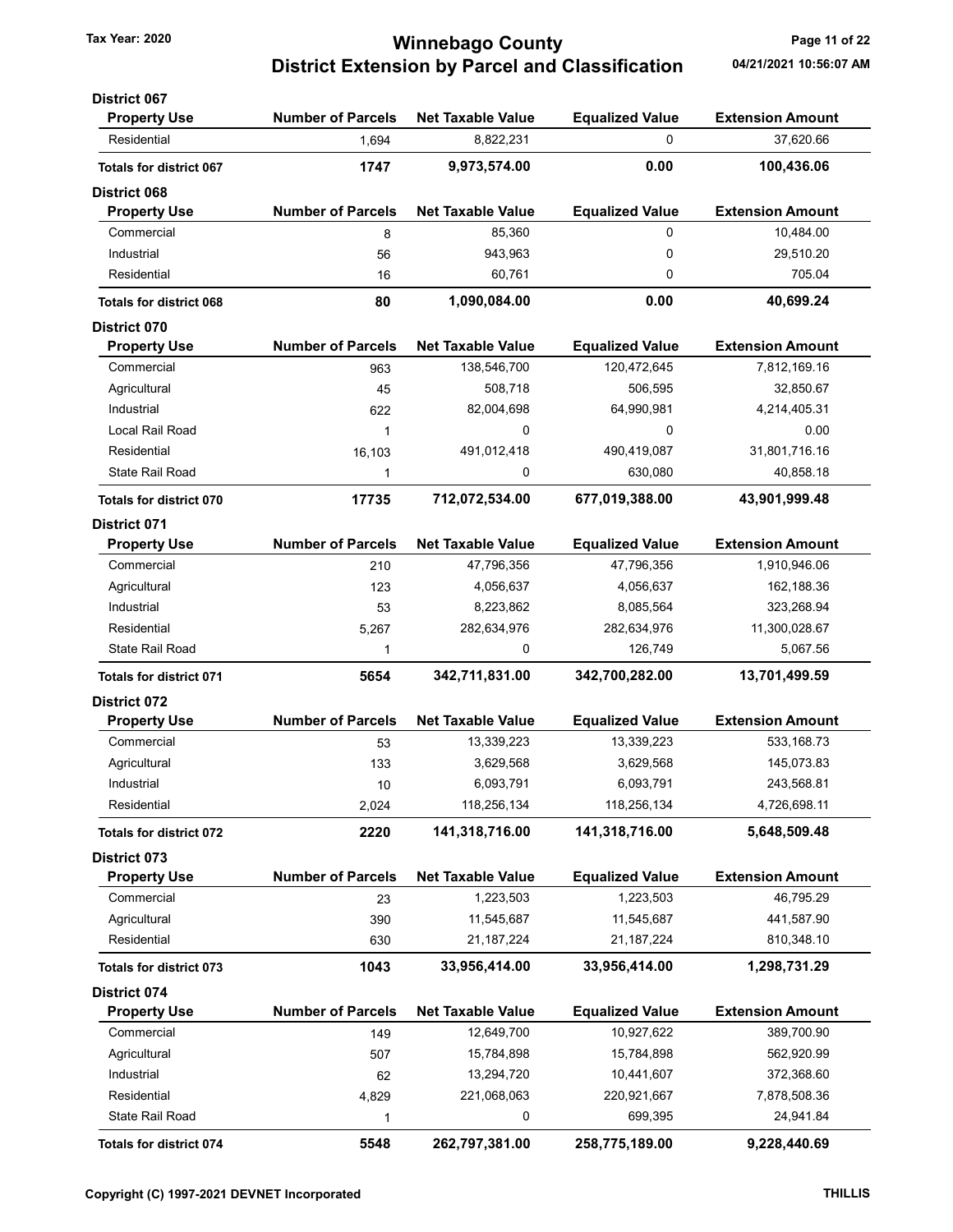# Winnebago County
## District Extension by Parcel and Classification

Tax Year: 2020

04/21/2021 10:56:07 AM

### District 067

| Property Use | Number of Parcels | Net Taxable Value | Equalized Value | Extension Amount |
|---|---|---|---|---|
| Residential | 1,694 | 8,822,231 | 0 | 37,620.66 |
| **Totals for district 067** | **1747** | **9,973,574.00** | **0.00** | **100,436.06** |

### District 068

| Property Use | Number of Parcels | Net Taxable Value | Equalized Value | Extension Amount |
|---|---|---|---|---|
| Commercial | 8 | 85,360 | 0 | 10,484.00 |
| Industrial | 56 | 943,963 | 0 | 29,510.20 |
| Residential | 16 | 60,761 | 0 | 705.04 |
| **Totals for district 068** | **80** | **1,090,084.00** | **0.00** | **40,699.24** |

### District 070

| Property Use | Number of Parcels | Net Taxable Value | Equalized Value | Extension Amount |
|---|---|---|---|---|
| Commercial | 963 | 138,546,700 | 120,472,645 | 7,812,169.16 |
| Agricultural | 45 | 508,718 | 506,595 | 32,850.67 |
| Industrial | 622 | 82,004,698 | 64,990,981 | 4,214,405.31 |
| Local Rail Road | 1 | 0 | 0 | 0.00 |
| Residential | 16,103 | 491,012,418 | 490,419,087 | 31,801,716.16 |
| State Rail Road | 1 | 0 | 630,080 | 40,858.18 |
| **Totals for district 070** | **17735** | **712,072,534.00** | **677,019,388.00** | **43,901,999.48** |

### District 071

| Property Use | Number of Parcels | Net Taxable Value | Equalized Value | Extension Amount |
|---|---|---|---|---|
| Commercial | 210 | 47,796,356 | 47,796,356 | 1,910,946.06 |
| Agricultural | 123 | 4,056,637 | 4,056,637 | 162,188.36 |
| Industrial | 53 | 8,223,862 | 8,085,564 | 323,268.94 |
| Residential | 5,267 | 282,634,976 | 282,634,976 | 11,300,028.67 |
| State Rail Road | 1 | 0 | 126,749 | 5,067.56 |
| **Totals for district 071** | **5654** | **342,711,831.00** | **342,700,282.00** | **13,701,499.59** |

### District 072

| Property Use | Number of Parcels | Net Taxable Value | Equalized Value | Extension Amount |
|---|---|---|---|---|
| Commercial | 53 | 13,339,223 | 13,339,223 | 533,168.73 |
| Agricultural | 133 | 3,629,568 | 3,629,568 | 145,073.83 |
| Industrial | 10 | 6,093,791 | 6,093,791 | 243,568.81 |
| Residential | 2,024 | 118,256,134 | 118,256,134 | 4,726,698.11 |
| **Totals for district 072** | **2220** | **141,318,716.00** | **141,318,716.00** | **5,648,509.48** |

### District 073

| Property Use | Number of Parcels | Net Taxable Value | Equalized Value | Extension Amount |
|---|---|---|---|---|
| Commercial | 23 | 1,223,503 | 1,223,503 | 46,795.29 |
| Agricultural | 390 | 11,545,687 | 11,545,687 | 441,587.90 |
| Residential | 630 | 21,187,224 | 21,187,224 | 810,348.10 |
| **Totals for district 073** | **1043** | **33,956,414.00** | **33,956,414.00** | **1,298,731.29** |

### District 074

| Property Use | Number of Parcels | Net Taxable Value | Equalized Value | Extension Amount |
|---|---|---|---|---|
| Commercial | 149 | 12,649,700 | 10,927,622 | 389,700.90 |
| Agricultural | 507 | 15,784,898 | 15,784,898 | 562,920.99 |
| Industrial | 62 | 13,294,720 | 10,441,607 | 372,368.60 |
| Residential | 4,829 | 221,068,063 | 220,921,667 | 7,878,508.36 |
| State Rail Road | 1 | 0 | 699,395 | 24,941.84 |
| **Totals for district 074** | **5548** | **262,797,381.00** | **258,775,189.00** | **9,228,440.69** |

Copyright (C) 1997-2021 DEVNET Incorporated — THILLIS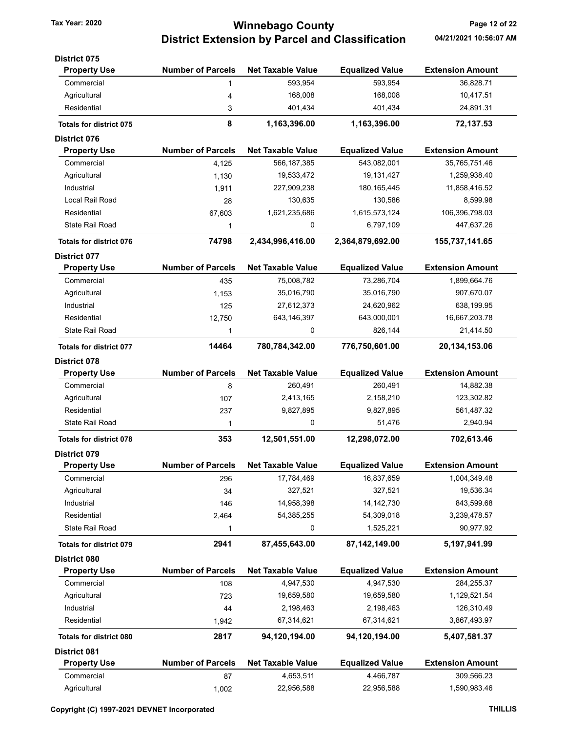### District 075

| Property Use | Number of Parcels | Net Taxable Value | Equalized Value | Extension Amount |
|---|---|---|---|---|
| Commercial | 1 | 593,954 | 593,954 | 36,828.71 |
| Agricultural | 4 | 168,008 | 168,008 | 10,417.51 |
| Residential | 3 | 401,434 | 401,434 | 24,891.31 |
| **Totals for district 075** | **8** | **1,163,396.00** | **1,163,396.00** | **72,137.53** |

### District 076

| Property Use | Number of Parcels | Net Taxable Value | Equalized Value | Extension Amount |
|---|---|---|---|---|
| Commercial | 4,125 | 566,187,385 | 543,082,001 | 35,765,751.46 |
| Agricultural | 1,130 | 19,533,472 | 19,131,427 | 1,259,938.40 |
| Industrial | 1,911 | 227,909,238 | 180,165,445 | 11,858,416.52 |
| Local Rail Road | 28 | 130,635 | 130,586 | 8,599.98 |
| Residential | 67,603 | 1,621,235,686 | 1,615,573,124 | 106,396,798.03 |
| State Rail Road | 1 | 0 | 6,797,109 | 447,637.26 |
| **Totals for district 076** | **74798** | **2,434,996,416.00** | **2,364,879,692.00** | **155,737,141.65** |

### District 077

| Property Use | Number of Parcels | Net Taxable Value | Equalized Value | Extension Amount |
|---|---|---|---|---|
| Commercial | 435 | 75,008,782 | 73,286,704 | 1,899,664.76 |
| Agricultural | 1,153 | 35,016,790 | 35,016,790 | 907,670.07 |
| Industrial | 125 | 27,612,373 | 24,620,962 | 638,199.95 |
| Residential | 12,750 | 643,146,397 | 643,000,001 | 16,667,203.78 |
| State Rail Road | 1 | 0 | 826,144 | 21,414.50 |
| **Totals for district 077** | **14464** | **780,784,342.00** | **776,750,601.00** | **20,134,153.06** |

### District 078

| Property Use | Number of Parcels | Net Taxable Value | Equalized Value | Extension Amount |
|---|---|---|---|---|
| Commercial | 8 | 260,491 | 260,491 | 14,882.38 |
| Agricultural | 107 | 2,413,165 | 2,158,210 | 123,302.82 |
| Residential | 237 | 9,827,895 | 9,827,895 | 561,487.32 |
| State Rail Road | 1 | 0 | 51,476 | 2,940.94 |
| **Totals for district 078** | **353** | **12,501,551.00** | **12,298,072.00** | **702,613.46** |

### District 079

| Property Use | Number of Parcels | Net Taxable Value | Equalized Value | Extension Amount |
|---|---|---|---|---|
| Commercial | 296 | 17,784,469 | 16,837,659 | 1,004,349.48 |
| Agricultural | 34 | 327,521 | 327,521 | 19,536.34 |
| Industrial | 146 | 14,958,398 | 14,142,730 | 843,599.68 |
| Residential | 2,464 | 54,385,255 | 54,309,018 | 3,239,478.57 |
| State Rail Road | 1 | 0 | 1,525,221 | 90,977.92 |
| **Totals for district 079** | **2941** | **87,455,643.00** | **87,142,149.00** | **5,197,941.99** |

### District 080

| Property Use | Number of Parcels | Net Taxable Value | Equalized Value | Extension Amount |
|---|---|---|---|---|
| Commercial | 108 | 4,947,530 | 4,947,530 | 284,255.37 |
| Agricultural | 723 | 19,659,580 | 19,659,580 | 1,129,521.54 |
| Industrial | 44 | 2,198,463 | 2,198,463 | 126,310.49 |
| Residential | 1,942 | 67,314,621 | 67,314,621 | 3,867,493.97 |
| **Totals for district 080** | **2817** | **94,120,194.00** | **94,120,194.00** | **5,407,581.37** |

### District 081

| Property Use | Number of Parcels | Net Taxable Value | Equalized Value | Extension Amount |
|---|---|---|---|---|
| Commercial | 87 | 4,653,511 | 4,466,787 | 309,566.23 |
| Agricultural | 1,002 | 22,956,588 | 22,956,588 | 1,590,983.46 |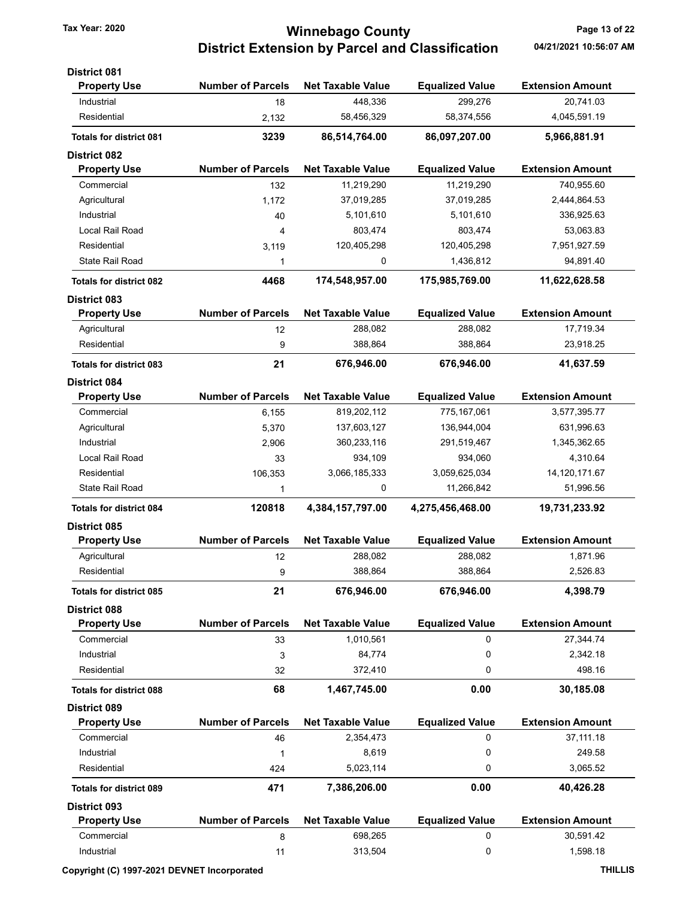# Winnebago County
## District Extension by Parcel and Classification

Tax Year: 2020

04/21/2021 10:56:07 AM

### District 081

| Property Use | Number of Parcels | Net Taxable Value | Equalized Value | Extension Amount |
|---|---|---|---|---|
| Industrial | 18 | 448,336 | 299,276 | 20,741.03 |
| Residential | 2,132 | 58,456,329 | 58,374,556 | 4,045,591.19 |
| **Totals for district 081** | **3239** | **86,514,764.00** | **86,097,207.00** | **5,966,881.91** |

### District 082

| Property Use | Number of Parcels | Net Taxable Value | Equalized Value | Extension Amount |
|---|---|---|---|---|
| Commercial | 132 | 11,219,290 | 11,219,290 | 740,955.60 |
| Agricultural | 1,172 | 37,019,285 | 37,019,285 | 2,444,864.53 |
| Industrial | 40 | 5,101,610 | 5,101,610 | 336,925.63 |
| Local Rail Road | 4 | 803,474 | 803,474 | 53,063.83 |
| Residential | 3,119 | 120,405,298 | 120,405,298 | 7,951,927.59 |
| State Rail Road | 1 | 0 | 1,436,812 | 94,891.40 |
| **Totals for district 082** | **4468** | **174,548,957.00** | **175,985,769.00** | **11,622,628.58** |

### District 083

| Property Use | Number of Parcels | Net Taxable Value | Equalized Value | Extension Amount |
|---|---|---|---|---|
| Agricultural | 12 | 288,082 | 288,082 | 17,719.34 |
| Residential | 9 | 388,864 | 388,864 | 23,918.25 |
| **Totals for district 083** | **21** | **676,946.00** | **676,946.00** | **41,637.59** |

### District 084

| Property Use | Number of Parcels | Net Taxable Value | Equalized Value | Extension Amount |
|---|---|---|---|---|
| Commercial | 6,155 | 819,202,112 | 775,167,061 | 3,577,395.77 |
| Agricultural | 5,370 | 137,603,127 | 136,944,004 | 631,996.63 |
| Industrial | 2,906 | 360,233,116 | 291,519,467 | 1,345,362.65 |
| Local Rail Road | 33 | 934,109 | 934,060 | 4,310.64 |
| Residential | 106,353 | 3,066,185,333 | 3,059,625,034 | 14,120,171.67 |
| State Rail Road | 1 | 0 | 11,266,842 | 51,996.56 |
| **Totals for district 084** | **120818** | **4,384,157,797.00** | **4,275,456,468.00** | **19,731,233.92** |

### District 085

| Property Use | Number of Parcels | Net Taxable Value | Equalized Value | Extension Amount |
|---|---|---|---|---|
| Agricultural | 12 | 288,082 | 288,082 | 1,871.96 |
| Residential | 9 | 388,864 | 388,864 | 2,526.83 |
| **Totals for district 085** | **21** | **676,946.00** | **676,946.00** | **4,398.79** |

### District 088

| Property Use | Number of Parcels | Net Taxable Value | Equalized Value | Extension Amount |
|---|---|---|---|---|
| Commercial | 33 | 1,010,561 | 0 | 27,344.74 |
| Industrial | 3 | 84,774 | 0 | 2,342.18 |
| Residential | 32 | 372,410 | 0 | 498.16 |
| **Totals for district 088** | **68** | **1,467,745.00** | **0.00** | **30,185.08** |

### District 089

| Property Use | Number of Parcels | Net Taxable Value | Equalized Value | Extension Amount |
|---|---|---|---|---|
| Commercial | 46 | 2,354,473 | 0 | 37,111.18 |
| Industrial | 1 | 8,619 | 0 | 249.58 |
| Residential | 424 | 5,023,114 | 0 | 3,065.52 |
| **Totals for district 089** | **471** | **7,386,206.00** | **0.00** | **40,426.28** |

### District 093

| Property Use | Number of Parcels | Net Taxable Value | Equalized Value | Extension Amount |
|---|---|---|---|---|
| Commercial | 8 | 698,265 | 0 | 30,591.42 |
| Industrial | 11 | 313,504 | 0 | 1,598.18 |

Copyright (C) 1997-2021 DEVNET Incorporated

THILLIS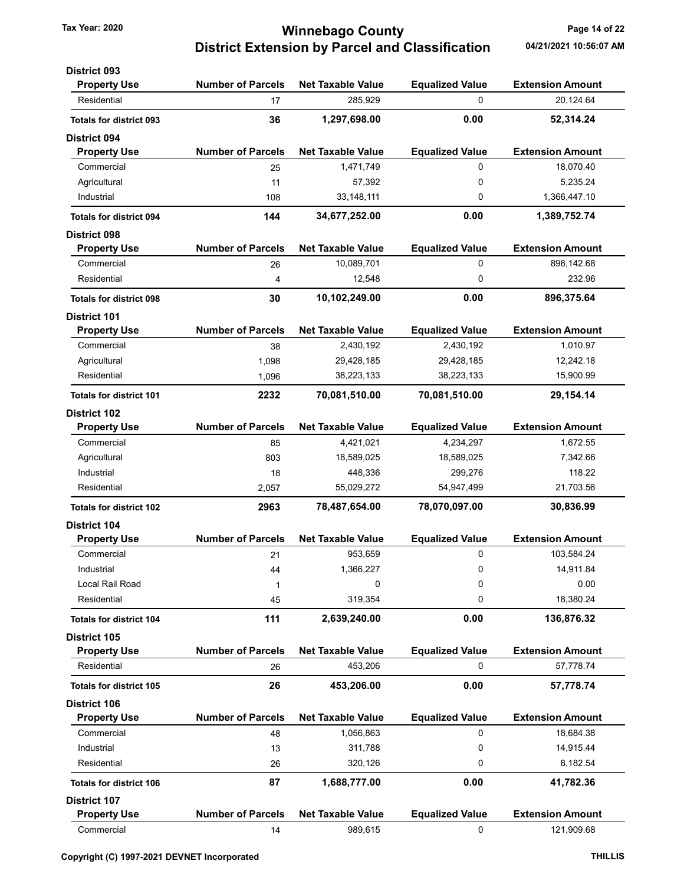# Winnebago County
## District Extension by Parcel and Classification

Tax Year: 2020

04/21/2021 10:56:07 AM

### District 093

| Property Use | Number of Parcels | Net Taxable Value | Equalized Value | Extension Amount |
|---|---|---|---|---|
| Residential | 17 | 285,929 | 0 | 20,124.64 |
| **Totals for district 093** | **36** | **1,297,698.00** | **0.00** | **52,314.24** |

### District 094

| Property Use | Number of Parcels | Net Taxable Value | Equalized Value | Extension Amount |
|---|---|---|---|---|
| Commercial | 25 | 1,471,749 | 0 | 18,070.40 |
| Agricultural | 11 | 57,392 | 0 | 5,235.24 |
| Industrial | 108 | 33,148,111 | 0 | 1,366,447.10 |
| **Totals for district 094** | **144** | **34,677,252.00** | **0.00** | **1,389,752.74** |

### District 098

| Property Use | Number of Parcels | Net Taxable Value | Equalized Value | Extension Amount |
|---|---|---|---|---|
| Commercial | 26 | 10,089,701 | 0 | 896,142.68 |
| Residential | 4 | 12,548 | 0 | 232.96 |
| **Totals for district 098** | **30** | **10,102,249.00** | **0.00** | **896,375.64** |

### District 101

| Property Use | Number of Parcels | Net Taxable Value | Equalized Value | Extension Amount |
|---|---|---|---|---|
| Commercial | 38 | 2,430,192 | 2,430,192 | 1,010.97 |
| Agricultural | 1,098 | 29,428,185 | 29,428,185 | 12,242.18 |
| Residential | 1,096 | 38,223,133 | 38,223,133 | 15,900.99 |
| **Totals for district 101** | **2232** | **70,081,510.00** | **70,081,510.00** | **29,154.14** |

### District 102

| Property Use | Number of Parcels | Net Taxable Value | Equalized Value | Extension Amount |
|---|---|---|---|---|
| Commercial | 85 | 4,421,021 | 4,234,297 | 1,672.55 |
| Agricultural | 803 | 18,589,025 | 18,589,025 | 7,342.66 |
| Industrial | 18 | 448,336 | 299,276 | 118.22 |
| Residential | 2,057 | 55,029,272 | 54,947,499 | 21,703.56 |
| **Totals for district 102** | **2963** | **78,487,654.00** | **78,070,097.00** | **30,836.99** |

### District 104

| Property Use | Number of Parcels | Net Taxable Value | Equalized Value | Extension Amount |
|---|---|---|---|---|
| Commercial | 21 | 953,659 | 0 | 103,584.24 |
| Industrial | 44 | 1,366,227 | 0 | 14,911.84 |
| Local Rail Road | 1 | 0 | 0 | 0.00 |
| Residential | 45 | 319,354 | 0 | 18,380.24 |
| **Totals for district 104** | **111** | **2,639,240.00** | **0.00** | **136,876.32** |

### District 105

| Property Use | Number of Parcels | Net Taxable Value | Equalized Value | Extension Amount |
|---|---|---|---|---|
| Residential | 26 | 453,206 | 0 | 57,778.74 |
| **Totals for district 105** | **26** | **453,206.00** | **0.00** | **57,778.74** |

### District 106

| Property Use | Number of Parcels | Net Taxable Value | Equalized Value | Extension Amount |
|---|---|---|---|---|
| Commercial | 48 | 1,056,863 | 0 | 18,684.38 |
| Industrial | 13 | 311,788 | 0 | 14,915.44 |
| Residential | 26 | 320,126 | 0 | 8,182.54 |
| **Totals for district 106** | **87** | **1,688,777.00** | **0.00** | **41,782.36** |

### District 107

| Property Use | Number of Parcels | Net Taxable Value | Equalized Value | Extension Amount |
|---|---|---|---|---|
| Commercial | 14 | 989,615 | 0 | 121,909.68 |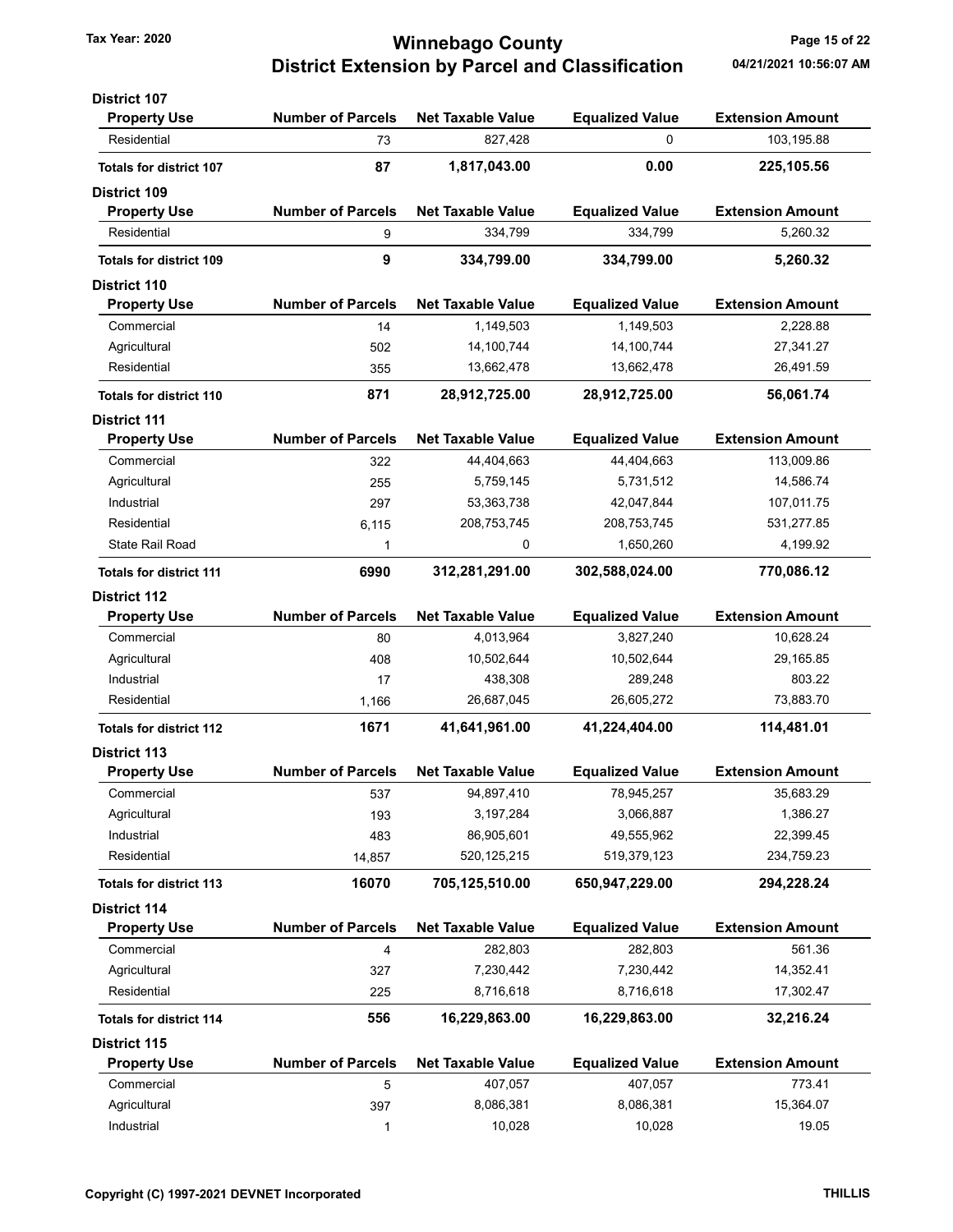**District 107**

| Property Use | Number of Parcels | Net Taxable Value | Equalized Value | Extension Amount |
|---|---|---|---|---|
| Residential | 73 | 827,428 | 0 | 103,195.88 |
| **Totals for district 107** | **87** | **1,817,043.00** | **0.00** | **225,105.56** |

**District 109**

| Property Use | Number of Parcels | Net Taxable Value | Equalized Value | Extension Amount |
|---|---|---|---|---|
| Residential | 9 | 334,799 | 334,799 | 5,260.32 |
| **Totals for district 109** | **9** | **334,799.00** | **334,799.00** | **5,260.32** |

**District 110**

| Property Use | Number of Parcels | Net Taxable Value | Equalized Value | Extension Amount |
|---|---|---|---|---|
| Commercial | 14 | 1,149,503 | 1,149,503 | 2,228.88 |
| Agricultural | 502 | 14,100,744 | 14,100,744 | 27,341.27 |
| Residential | 355 | 13,662,478 | 13,662,478 | 26,491.59 |
| **Totals for district 110** | **871** | **28,912,725.00** | **28,912,725.00** | **56,061.74** |

**District 111**

| Property Use | Number of Parcels | Net Taxable Value | Equalized Value | Extension Amount |
|---|---|---|---|---|
| Commercial | 322 | 44,404,663 | 44,404,663 | 113,009.86 |
| Agricultural | 255 | 5,759,145 | 5,731,512 | 14,586.74 |
| Industrial | 297 | 53,363,738 | 42,047,844 | 107,011.75 |
| Residential | 6,115 | 208,753,745 | 208,753,745 | 531,277.85 |
| State Rail Road | 1 | 0 | 1,650,260 | 4,199.92 |
| **Totals for district 111** | **6990** | **312,281,291.00** | **302,588,024.00** | **770,086.12** |

**District 112**

| Property Use | Number of Parcels | Net Taxable Value | Equalized Value | Extension Amount |
|---|---|---|---|---|
| Commercial | 80 | 4,013,964 | 3,827,240 | 10,628.24 |
| Agricultural | 408 | 10,502,644 | 10,502,644 | 29,165.85 |
| Industrial | 17 | 438,308 | 289,248 | 803.22 |
| Residential | 1,166 | 26,687,045 | 26,605,272 | 73,883.70 |
| **Totals for district 112** | **1671** | **41,641,961.00** | **41,224,404.00** | **114,481.01** |

**District 113**

| Property Use | Number of Parcels | Net Taxable Value | Equalized Value | Extension Amount |
|---|---|---|---|---|
| Commercial | 537 | 94,897,410 | 78,945,257 | 35,683.29 |
| Agricultural | 193 | 3,197,284 | 3,066,887 | 1,386.27 |
| Industrial | 483 | 86,905,601 | 49,555,962 | 22,399.45 |
| Residential | 14,857 | 520,125,215 | 519,379,123 | 234,759.23 |
| **Totals for district 113** | **16070** | **705,125,510.00** | **650,947,229.00** | **294,228.24** |

**District 114**

| Property Use | Number of Parcels | Net Taxable Value | Equalized Value | Extension Amount |
|---|---|---|---|---|
| Commercial | 4 | 282,803 | 282,803 | 561.36 |
| Agricultural | 327 | 7,230,442 | 7,230,442 | 14,352.41 |
| Residential | 225 | 8,716,618 | 8,716,618 | 17,302.47 |
| **Totals for district 114** | **556** | **16,229,863.00** | **16,229,863.00** | **32,216.24** |

**District 115**

| Property Use | Number of Parcels | Net Taxable Value | Equalized Value | Extension Amount |
|---|---|---|---|---|
| Commercial | 5 | 407,057 | 407,057 | 773.41 |
| Agricultural | 397 | 8,086,381 | 8,086,381 | 15,364.07 |
| Industrial | 1 | 10,028 | 10,028 | 19.05 |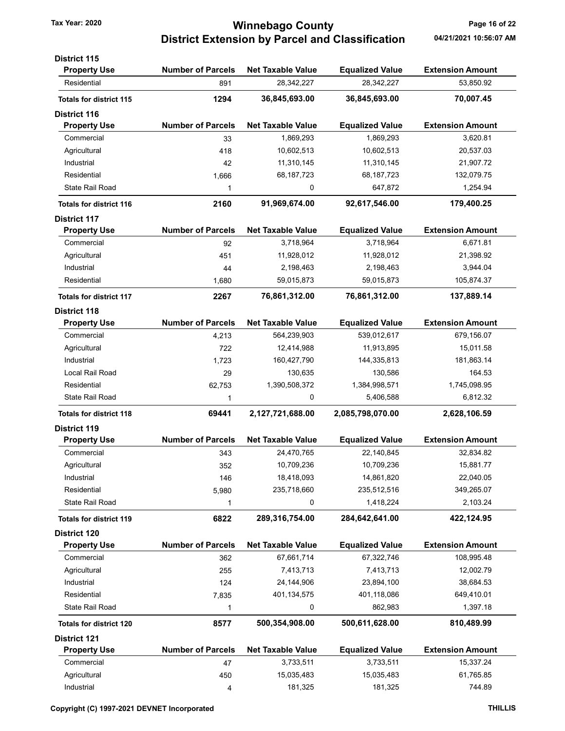# Winnebago County
## District Extension by Parcel and Classification

Tax Year: 2020

04/21/2021 10:56:07 AM

### District 115

| Property Use | Number of Parcels | Net Taxable Value | Equalized Value | Extension Amount |
|---|---|---|---|---|
| Residential | 891 | 28,342,227 | 28,342,227 | 53,850.92 |
| **Totals for district 115** | **1294** | **36,845,693.00** | **36,845,693.00** | **70,007.45** |

### District 116

| Property Use | Number of Parcels | Net Taxable Value | Equalized Value | Extension Amount |
|---|---|---|---|---|
| Commercial | 33 | 1,869,293 | 1,869,293 | 3,620.81 |
| Agricultural | 418 | 10,602,513 | 10,602,513 | 20,537.03 |
| Industrial | 42 | 11,310,145 | 11,310,145 | 21,907.72 |
| Residential | 1,666 | 68,187,723 | 68,187,723 | 132,079.75 |
| State Rail Road | 1 | 0 | 647,872 | 1,254.94 |
| **Totals for district 116** | **2160** | **91,969,674.00** | **92,617,546.00** | **179,400.25** |

### District 117

| Property Use | Number of Parcels | Net Taxable Value | Equalized Value | Extension Amount |
|---|---|---|---|---|
| Commercial | 92 | 3,718,964 | 3,718,964 | 6,671.81 |
| Agricultural | 451 | 11,928,012 | 11,928,012 | 21,398.92 |
| Industrial | 44 | 2,198,463 | 2,198,463 | 3,944.04 |
| Residential | 1,680 | 59,015,873 | 59,015,873 | 105,874.37 |
| **Totals for district 117** | **2267** | **76,861,312.00** | **76,861,312.00** | **137,889.14** |

### District 118

| Property Use | Number of Parcels | Net Taxable Value | Equalized Value | Extension Amount |
|---|---|---|---|---|
| Commercial | 4,213 | 564,239,903 | 539,012,617 | 679,156.07 |
| Agricultural | 722 | 12,414,988 | 11,913,895 | 15,011.58 |
| Industrial | 1,723 | 160,427,790 | 144,335,813 | 181,863.14 |
| Local Rail Road | 29 | 130,635 | 130,586 | 164.53 |
| Residential | 62,753 | 1,390,508,372 | 1,384,998,571 | 1,745,098.95 |
| State Rail Road | 1 | 0 | 5,406,588 | 6,812.32 |
| **Totals for district 118** | **69441** | **2,127,721,688.00** | **2,085,798,070.00** | **2,628,106.59** |

### District 119

| Property Use | Number of Parcels | Net Taxable Value | Equalized Value | Extension Amount |
|---|---|---|---|---|
| Commercial | 343 | 24,470,765 | 22,140,845 | 32,834.82 |
| Agricultural | 352 | 10,709,236 | 10,709,236 | 15,881.77 |
| Industrial | 146 | 18,418,093 | 14,861,820 | 22,040.05 |
| Residential | 5,980 | 235,718,660 | 235,512,516 | 349,265.07 |
| State Rail Road | 1 | 0 | 1,418,224 | 2,103.24 |
| **Totals for district 119** | **6822** | **289,316,754.00** | **284,642,641.00** | **422,124.95** |

### District 120

| Property Use | Number of Parcels | Net Taxable Value | Equalized Value | Extension Amount |
|---|---|---|---|---|
| Commercial | 362 | 67,661,714 | 67,322,746 | 108,995.48 |
| Agricultural | 255 | 7,413,713 | 7,413,713 | 12,002.79 |
| Industrial | 124 | 24,144,906 | 23,894,100 | 38,684.53 |
| Residential | 7,835 | 401,134,575 | 401,118,086 | 649,410.01 |
| State Rail Road | 1 | 0 | 862,983 | 1,397.18 |
| **Totals for district 120** | **8577** | **500,354,908.00** | **500,611,628.00** | **810,489.99** |

### District 121

| Property Use | Number of Parcels | Net Taxable Value | Equalized Value | Extension Amount |
|---|---|---|---|---|
| Commercial | 47 | 3,733,511 | 3,733,511 | 15,337.24 |
| Agricultural | 450 | 15,035,483 | 15,035,483 | 61,765.85 |
| Industrial | 4 | 181,325 | 181,325 | 744.89 |

Copyright (C) 1997-2021 DEVNET Incorporated

THILLIS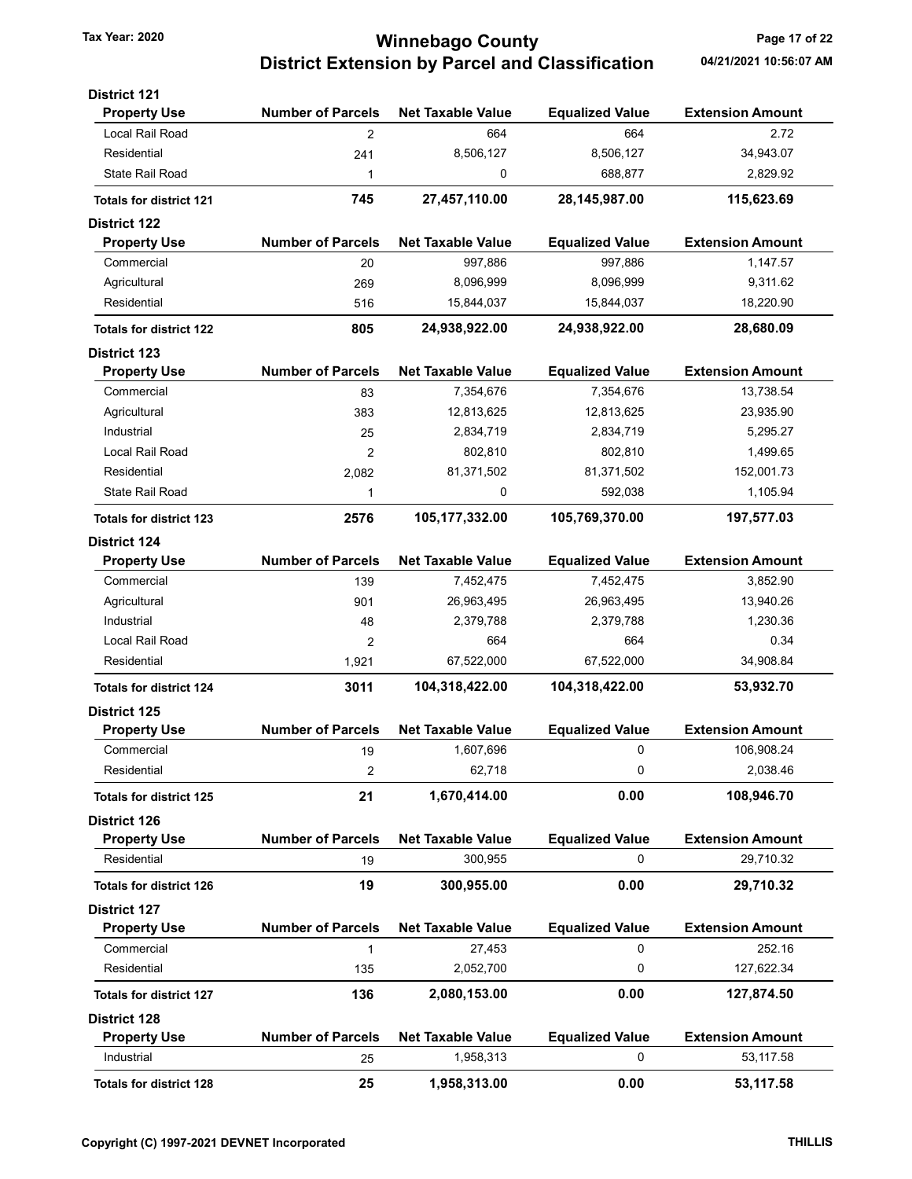# Winnebago County
## District Extension by Parcel and Classification

Tax Year: 2020

04/21/2021 10:56:07 AM

### District 121

| Property Use | Number of Parcels | Net Taxable Value | Equalized Value | Extension Amount |
|---|---|---|---|---|
| Local Rail Road | 2 | 664 | 664 | 2.72 |
| Residential | 241 | 8,506,127 | 8,506,127 | 34,943.07 |
| State Rail Road | 1 | 0 | 688,877 | 2,829.92 |
| **Totals for district 121** | **745** | **27,457,110.00** | **28,145,987.00** | **115,623.69** |

### District 122

| Property Use | Number of Parcels | Net Taxable Value | Equalized Value | Extension Amount |
|---|---|---|---|---|
| Commercial | 20 | 997,886 | 997,886 | 1,147.57 |
| Agricultural | 269 | 8,096,999 | 8,096,999 | 9,311.62 |
| Residential | 516 | 15,844,037 | 15,844,037 | 18,220.90 |
| **Totals for district 122** | **805** | **24,938,922.00** | **24,938,922.00** | **28,680.09** |

### District 123

| Property Use | Number of Parcels | Net Taxable Value | Equalized Value | Extension Amount |
|---|---|---|---|---|
| Commercial | 83 | 7,354,676 | 7,354,676 | 13,738.54 |
| Agricultural | 383 | 12,813,625 | 12,813,625 | 23,935.90 |
| Industrial | 25 | 2,834,719 | 2,834,719 | 5,295.27 |
| Local Rail Road | 2 | 802,810 | 802,810 | 1,499.65 |
| Residential | 2,082 | 81,371,502 | 81,371,502 | 152,001.73 |
| State Rail Road | 1 | 0 | 592,038 | 1,105.94 |
| **Totals for district 123** | **2576** | **105,177,332.00** | **105,769,370.00** | **197,577.03** |

### District 124

| Property Use | Number of Parcels | Net Taxable Value | Equalized Value | Extension Amount |
|---|---|---|---|---|
| Commercial | 139 | 7,452,475 | 7,452,475 | 3,852.90 |
| Agricultural | 901 | 26,963,495 | 26,963,495 | 13,940.26 |
| Industrial | 48 | 2,379,788 | 2,379,788 | 1,230.36 |
| Local Rail Road | 2 | 664 | 664 | 0.34 |
| Residential | 1,921 | 67,522,000 | 67,522,000 | 34,908.84 |
| **Totals for district 124** | **3011** | **104,318,422.00** | **104,318,422.00** | **53,932.70** |

### District 125

| Property Use | Number of Parcels | Net Taxable Value | Equalized Value | Extension Amount |
|---|---|---|---|---|
| Commercial | 19 | 1,607,696 | 0 | 106,908.24 |
| Residential | 2 | 62,718 | 0 | 2,038.46 |
| **Totals for district 125** | **21** | **1,670,414.00** | **0.00** | **108,946.70** |

### District 126

| Property Use | Number of Parcels | Net Taxable Value | Equalized Value | Extension Amount |
|---|---|---|---|---|
| Residential | 19 | 300,955 | 0 | 29,710.32 |
| **Totals for district 126** | **19** | **300,955.00** | **0.00** | **29,710.32** |

### District 127

| Property Use | Number of Parcels | Net Taxable Value | Equalized Value | Extension Amount |
|---|---|---|---|---|
| Commercial | 1 | 27,453 | 0 | 252.16 |
| Residential | 135 | 2,052,700 | 0 | 127,622.34 |
| **Totals for district 127** | **136** | **2,080,153.00** | **0.00** | **127,874.50** |

### District 128

| Property Use | Number of Parcels | Net Taxable Value | Equalized Value | Extension Amount |
|---|---|---|---|---|
| Industrial | 25 | 1,958,313 | 0 | 53,117.58 |
| **Totals for district 128** | **25** | **1,958,313.00** | **0.00** | **53,117.58** |

Copyright (C) 1997-2021 DEVNET Incorporated — THILLIS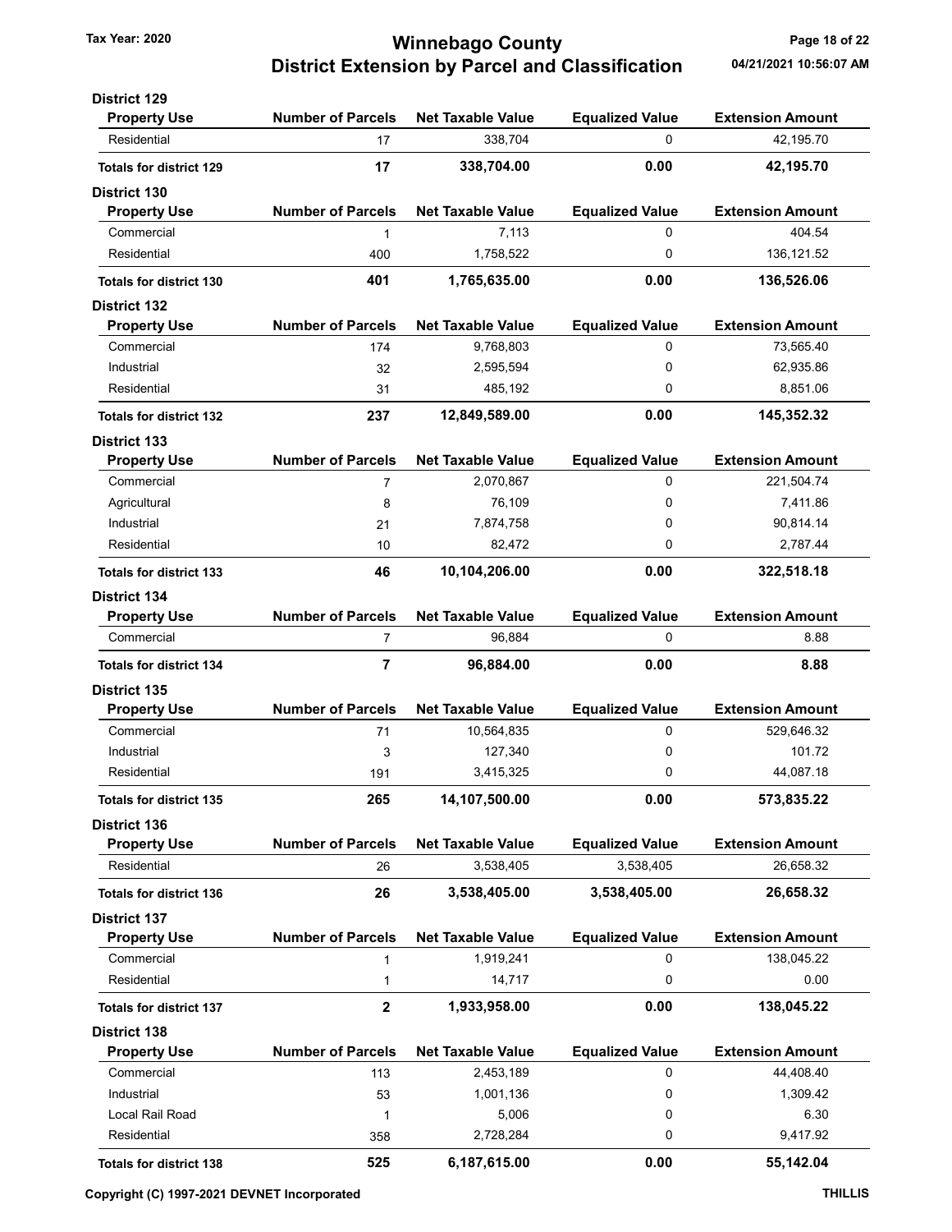### District 129

| Property Use | Number of Parcels | Net Taxable Value | Equalized Value | Extension Amount |
|---|---|---|---|---|
| Residential | 17 | 338,704 | 0 | 42,195.70 |
| **Totals for district 129** | **17** | **338,704.00** | **0.00** | **42,195.70** |

### District 130

| Property Use | Number of Parcels | Net Taxable Value | Equalized Value | Extension Amount |
|---|---|---|---|---|
| Commercial | 1 | 7,113 | 0 | 404.54 |
| Residential | 400 | 1,758,522 | 0 | 136,121.52 |
| **Totals for district 130** | **401** | **1,765,635.00** | **0.00** | **136,526.06** |

### District 132

| Property Use | Number of Parcels | Net Taxable Value | Equalized Value | Extension Amount |
|---|---|---|---|---|
| Commercial | 174 | 9,768,803 | 0 | 73,565.40 |
| Industrial | 32 | 2,595,594 | 0 | 62,935.86 |
| Residential | 31 | 485,192 | 0 | 8,851.06 |
| **Totals for district 132** | **237** | **12,849,589.00** | **0.00** | **145,352.32** |

### District 133

| Property Use | Number of Parcels | Net Taxable Value | Equalized Value | Extension Amount |
|---|---|---|---|---|
| Commercial | 7 | 2,070,867 | 0 | 221,504.74 |
| Agricultural | 8 | 76,109 | 0 | 7,411.86 |
| Industrial | 21 | 7,874,758 | 0 | 90,814.14 |
| Residential | 10 | 82,472 | 0 | 2,787.44 |
| **Totals for district 133** | **46** | **10,104,206.00** | **0.00** | **322,518.18** |

### District 134

| Property Use | Number of Parcels | Net Taxable Value | Equalized Value | Extension Amount |
|---|---|---|---|---|
| Commercial | 7 | 96,884 | 0 | 8.88 |
| **Totals for district 134** | **7** | **96,884.00** | **0.00** | **8.88** |

### District 135

| Property Use | Number of Parcels | Net Taxable Value | Equalized Value | Extension Amount |
|---|---|---|---|---|
| Commercial | 71 | 10,564,835 | 0 | 529,646.32 |
| Industrial | 3 | 127,340 | 0 | 101.72 |
| Residential | 191 | 3,415,325 | 0 | 44,087.18 |
| **Totals for district 135** | **265** | **14,107,500.00** | **0.00** | **573,835.22** |

### District 136

| Property Use | Number of Parcels | Net Taxable Value | Equalized Value | Extension Amount |
|---|---|---|---|---|
| Residential | 26 | 3,538,405 | 3,538,405 | 26,658.32 |
| **Totals for district 136** | **26** | **3,538,405.00** | **3,538,405.00** | **26,658.32** |

### District 137

| Property Use | Number of Parcels | Net Taxable Value | Equalized Value | Extension Amount |
|---|---|---|---|---|
| Commercial | 1 | 1,919,241 | 0 | 138,045.22 |
| Residential | 1 | 14,717 | 0 | 0.00 |
| **Totals for district 137** | **2** | **1,933,958.00** | **0.00** | **138,045.22** |

### District 138

| Property Use | Number of Parcels | Net Taxable Value | Equalized Value | Extension Amount |
|---|---|---|---|---|
| Commercial | 113 | 2,453,189 | 0 | 44,408.40 |
| Industrial | 53 | 1,001,136 | 0 | 1,309.42 |
| Local Rail Road | 1 | 5,006 | 0 | 6.30 |
| Residential | 358 | 2,728,284 | 0 | 9,417.92 |
| **Totals for district 138** | **525** | **6,187,615.00** | **0.00** | **55,142.04** |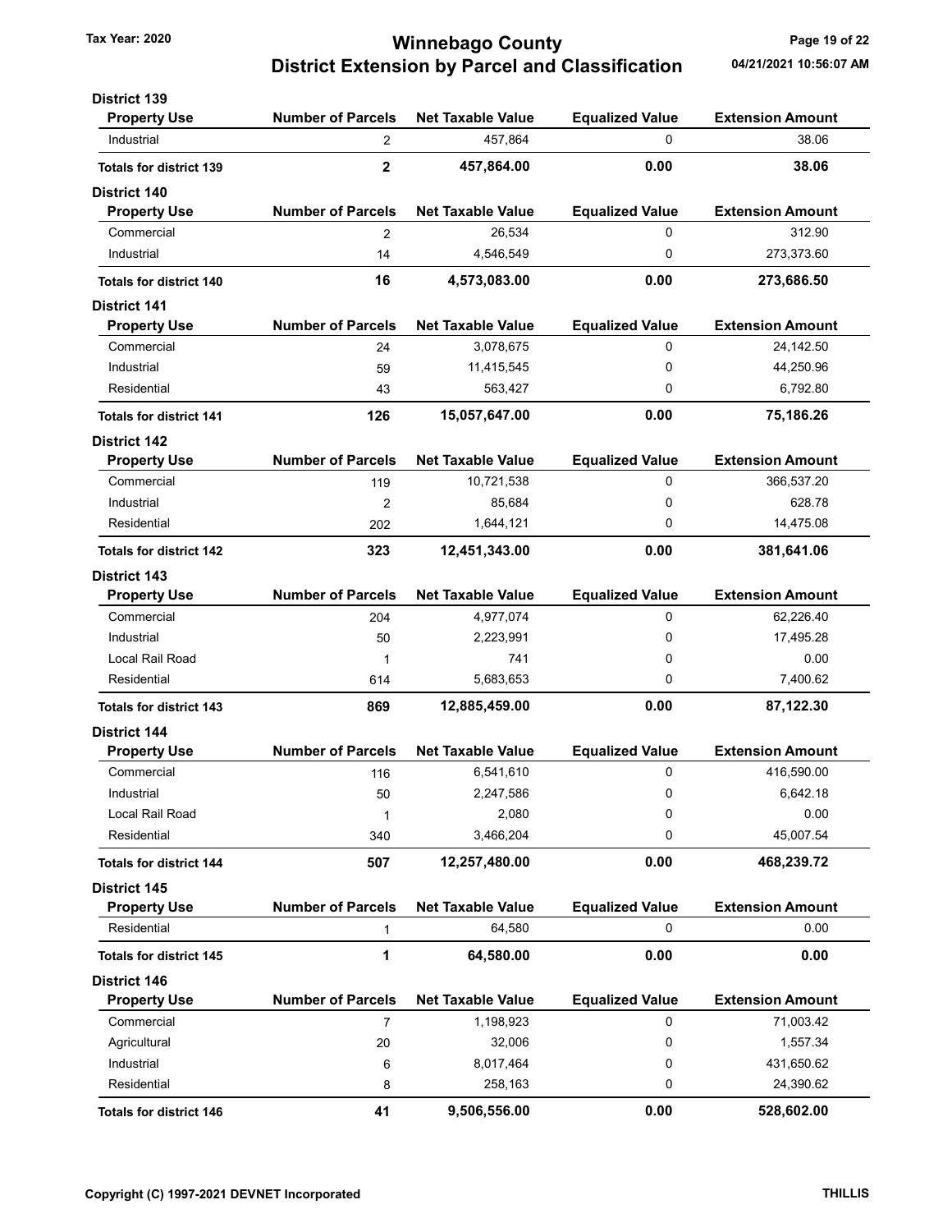# Winnebago County

## District Extension by Parcel and Classification

Tax Year: 2020

04/21/2021 10:56:07 AM

### District 139

| Property Use | Number of Parcels | Net Taxable Value | Equalized Value | Extension Amount |
|---|---|---|---|---|
| Industrial | 2 | 457,864 | 0 | 38.06 |
| **Totals for district 139** | **2** | **457,864.00** | **0.00** | **38.06** |

### District 140

| Property Use | Number of Parcels | Net Taxable Value | Equalized Value | Extension Amount |
|---|---|---|---|---|
| Commercial | 2 | 26,534 | 0 | 312.90 |
| Industrial | 14 | 4,546,549 | 0 | 273,373.60 |
| **Totals for district 140** | **16** | **4,573,083.00** | **0.00** | **273,686.50** |

### District 141

| Property Use | Number of Parcels | Net Taxable Value | Equalized Value | Extension Amount |
|---|---|---|---|---|
| Commercial | 24 | 3,078,675 | 0 | 24,142.50 |
| Industrial | 59 | 11,415,545 | 0 | 44,250.96 |
| Residential | 43 | 563,427 | 0 | 6,792.80 |
| **Totals for district 141** | **126** | **15,057,647.00** | **0.00** | **75,186.26** |

### District 142

| Property Use | Number of Parcels | Net Taxable Value | Equalized Value | Extension Amount |
|---|---|---|---|---|
| Commercial | 119 | 10,721,538 | 0 | 366,537.20 |
| Industrial | 2 | 85,684 | 0 | 628.78 |
| Residential | 202 | 1,644,121 | 0 | 14,475.08 |
| **Totals for district 142** | **323** | **12,451,343.00** | **0.00** | **381,641.06** |

### District 143

| Property Use | Number of Parcels | Net Taxable Value | Equalized Value | Extension Amount |
|---|---|---|---|---|
| Commercial | 204 | 4,977,074 | 0 | 62,226.40 |
| Industrial | 50 | 2,223,991 | 0 | 17,495.28 |
| Local Rail Road | 1 | 741 | 0 | 0.00 |
| Residential | 614 | 5,683,653 | 0 | 7,400.62 |
| **Totals for district 143** | **869** | **12,885,459.00** | **0.00** | **87,122.30** |

### District 144

| Property Use | Number of Parcels | Net Taxable Value | Equalized Value | Extension Amount |
|---|---|---|---|---|
| Commercial | 116 | 6,541,610 | 0 | 416,590.00 |
| Industrial | 50 | 2,247,586 | 0 | 6,642.18 |
| Local Rail Road | 1 | 2,080 | 0 | 0.00 |
| Residential | 340 | 3,466,204 | 0 | 45,007.54 |
| **Totals for district 144** | **507** | **12,257,480.00** | **0.00** | **468,239.72** |

### District 145

| Property Use | Number of Parcels | Net Taxable Value | Equalized Value | Extension Amount |
|---|---|---|---|---|
| Residential | 1 | 64,580 | 0 | 0.00 |
| **Totals for district 145** | **1** | **64,580.00** | **0.00** | **0.00** |

### District 146

| Property Use | Number of Parcels | Net Taxable Value | Equalized Value | Extension Amount |
|---|---|---|---|---|
| Commercial | 7 | 1,198,923 | 0 | 71,003.42 |
| Agricultural | 20 | 32,006 | 0 | 1,557.34 |
| Industrial | 6 | 8,017,464 | 0 | 431,650.62 |
| Residential | 8 | 258,163 | 0 | 24,390.62 |
| **Totals for district 146** | **41** | **9,506,556.00** | **0.00** | **528,602.00** |

Copyright (C) 1997-2021 DEVNET Incorporated

THILLIS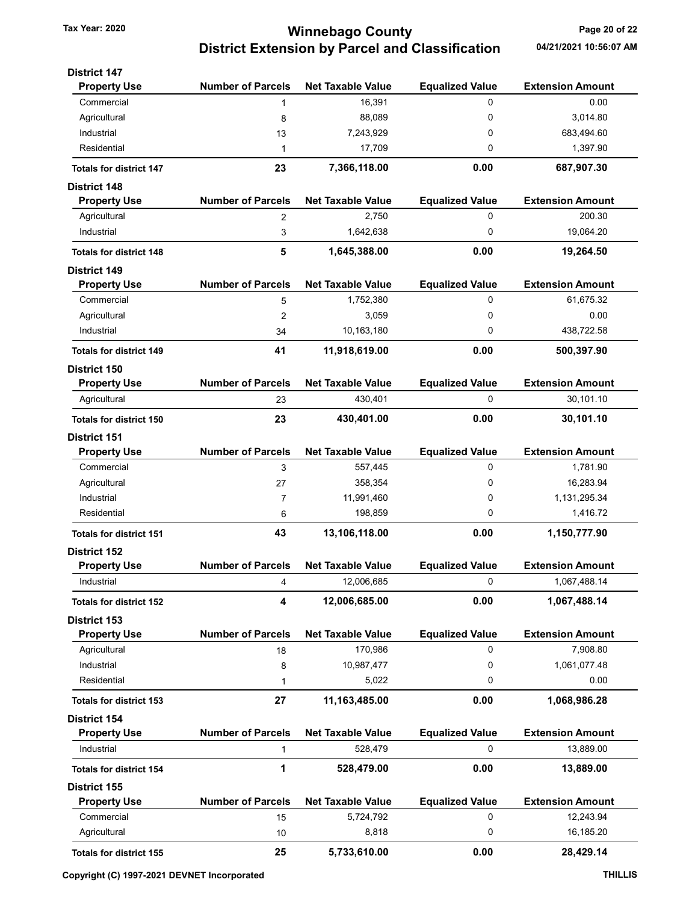# Winnebago County

## District Extension by Parcel and Classification

Tax Year: 2020

04/21/2021 10:56:07 AM

### District 147

| Property Use | Number of Parcels | Net Taxable Value | Equalized Value | Extension Amount |
|---|---|---|---|---|
| Commercial | 1 | 16,391 | 0 | 0.00 |
| Agricultural | 8 | 88,089 | 0 | 3,014.80 |
| Industrial | 13 | 7,243,929 | 0 | 683,494.60 |
| Residential | 1 | 17,709 | 0 | 1,397.90 |
| **Totals for district 147** | **23** | **7,366,118.00** | **0.00** | **687,907.30** |

### District 148

| Property Use | Number of Parcels | Net Taxable Value | Equalized Value | Extension Amount |
|---|---|---|---|---|
| Agricultural | 2 | 2,750 | 0 | 200.30 |
| Industrial | 3 | 1,642,638 | 0 | 19,064.20 |
| **Totals for district 148** | **5** | **1,645,388.00** | **0.00** | **19,264.50** |

### District 149

| Property Use | Number of Parcels | Net Taxable Value | Equalized Value | Extension Amount |
|---|---|---|---|---|
| Commercial | 5 | 1,752,380 | 0 | 61,675.32 |
| Agricultural | 2 | 3,059 | 0 | 0.00 |
| Industrial | 34 | 10,163,180 | 0 | 438,722.58 |
| **Totals for district 149** | **41** | **11,918,619.00** | **0.00** | **500,397.90** |

### District 150

| Property Use | Number of Parcels | Net Taxable Value | Equalized Value | Extension Amount |
|---|---|---|---|---|
| Agricultural | 23 | 430,401 | 0 | 30,101.10 |
| **Totals for district 150** | **23** | **430,401.00** | **0.00** | **30,101.10** |

### District 151

| Property Use | Number of Parcels | Net Taxable Value | Equalized Value | Extension Amount |
|---|---|---|---|---|
| Commercial | 3 | 557,445 | 0 | 1,781.90 |
| Agricultural | 27 | 358,354 | 0 | 16,283.94 |
| Industrial | 7 | 11,991,460 | 0 | 1,131,295.34 |
| Residential | 6 | 198,859 | 0 | 1,416.72 |
| **Totals for district 151** | **43** | **13,106,118.00** | **0.00** | **1,150,777.90** |

### District 152

| Property Use | Number of Parcels | Net Taxable Value | Equalized Value | Extension Amount |
|---|---|---|---|---|
| Industrial | 4 | 12,006,685 | 0 | 1,067,488.14 |
| **Totals for district 152** | **4** | **12,006,685.00** | **0.00** | **1,067,488.14** |

### District 153

| Property Use | Number of Parcels | Net Taxable Value | Equalized Value | Extension Amount |
|---|---|---|---|---|
| Agricultural | 18 | 170,986 | 0 | 7,908.80 |
| Industrial | 8 | 10,987,477 | 0 | 1,061,077.48 |
| Residential | 1 | 5,022 | 0 | 0.00 |
| **Totals for district 153** | **27** | **11,163,485.00** | **0.00** | **1,068,986.28** |

### District 154

| Property Use | Number of Parcels | Net Taxable Value | Equalized Value | Extension Amount |
|---|---|---|---|---|
| Industrial | 1 | 528,479 | 0 | 13,889.00 |
| **Totals for district 154** | **1** | **528,479.00** | **0.00** | **13,889.00** |

### District 155

| Property Use | Number of Parcels | Net Taxable Value | Equalized Value | Extension Amount |
|---|---|---|---|---|
| Commercial | 15 | 5,724,792 | 0 | 12,243.94 |
| Agricultural | 10 | 8,818 | 0 | 16,185.20 |
| **Totals for district 155** | **25** | **5,733,610.00** | **0.00** | **28,429.14** |

Copyright (C) 1997-2021 DEVNET Incorporated

THILLIS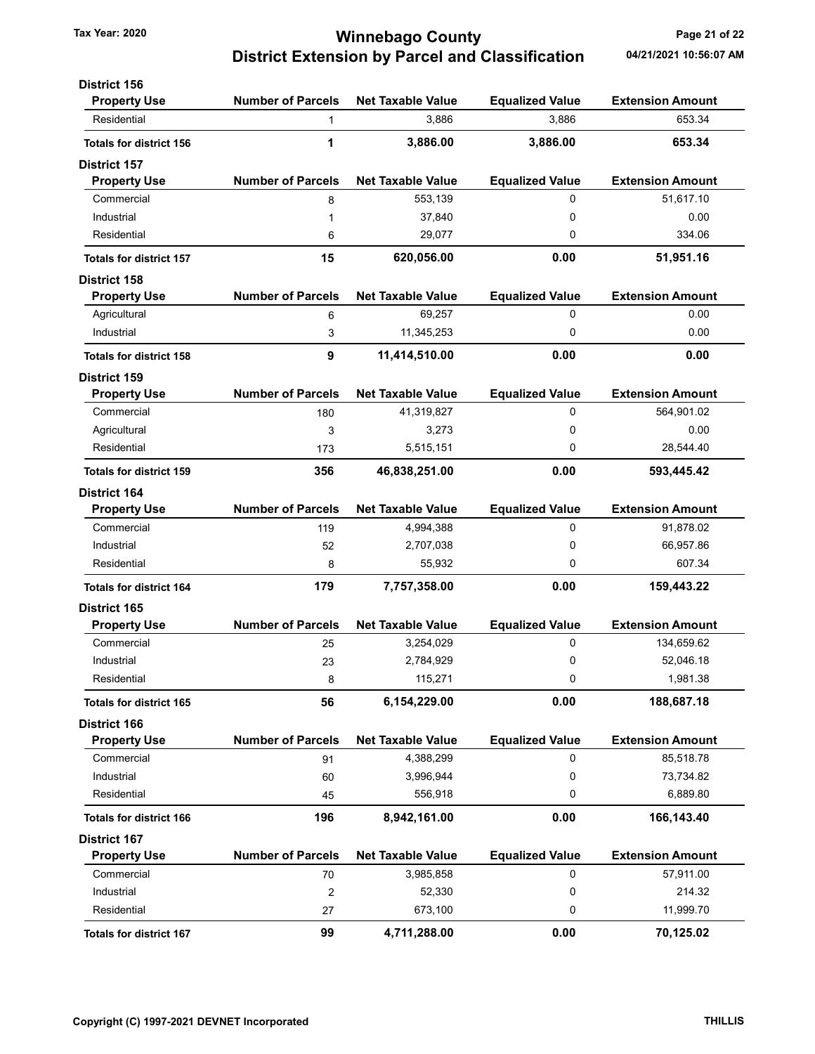# Winnebago County
## District Extension by Parcel and Classification

Tax Year: 2020

04/21/2021 10:56:07 AM

### District 156

| Property Use | Number of Parcels | Net Taxable Value | Equalized Value | Extension Amount |
|---|---|---|---|---|
| Residential | 1 | 3,886 | 3,886 | 653.34 |
| **Totals for district 156** | **1** | **3,886.00** | **3,886.00** | **653.34** |

### District 157

| Property Use | Number of Parcels | Net Taxable Value | Equalized Value | Extension Amount |
|---|---|---|---|---|
| Commercial | 8 | 553,139 | 0 | 51,617.10 |
| Industrial | 1 | 37,840 | 0 | 0.00 |
| Residential | 6 | 29,077 | 0 | 334.06 |
| **Totals for district 157** | **15** | **620,056.00** | **0.00** | **51,951.16** |

### District 158

| Property Use | Number of Parcels | Net Taxable Value | Equalized Value | Extension Amount |
|---|---|---|---|---|
| Agricultural | 6 | 69,257 | 0 | 0.00 |
| Industrial | 3 | 11,345,253 | 0 | 0.00 |
| **Totals for district 158** | **9** | **11,414,510.00** | **0.00** | **0.00** |

### District 159

| Property Use | Number of Parcels | Net Taxable Value | Equalized Value | Extension Amount |
|---|---|---|---|---|
| Commercial | 180 | 41,319,827 | 0 | 564,901.02 |
| Agricultural | 3 | 3,273 | 0 | 0.00 |
| Residential | 173 | 5,515,151 | 0 | 28,544.40 |
| **Totals for district 159** | **356** | **46,838,251.00** | **0.00** | **593,445.42** |

### District 164

| Property Use | Number of Parcels | Net Taxable Value | Equalized Value | Extension Amount |
|---|---|---|---|---|
| Commercial | 119 | 4,994,388 | 0 | 91,878.02 |
| Industrial | 52 | 2,707,038 | 0 | 66,957.86 |
| Residential | 8 | 55,932 | 0 | 607.34 |
| **Totals for district 164** | **179** | **7,757,358.00** | **0.00** | **159,443.22** |

### District 165

| Property Use | Number of Parcels | Net Taxable Value | Equalized Value | Extension Amount |
|---|---|---|---|---|
| Commercial | 25 | 3,254,029 | 0 | 134,659.62 |
| Industrial | 23 | 2,784,929 | 0 | 52,046.18 |
| Residential | 8 | 115,271 | 0 | 1,981.38 |
| **Totals for district 165** | **56** | **6,154,229.00** | **0.00** | **188,687.18** |

### District 166

| Property Use | Number of Parcels | Net Taxable Value | Equalized Value | Extension Amount |
|---|---|---|---|---|
| Commercial | 91 | 4,388,299 | 0 | 85,518.78 |
| Industrial | 60 | 3,996,944 | 0 | 73,734.82 |
| Residential | 45 | 556,918 | 0 | 6,889.80 |
| **Totals for district 166** | **196** | **8,942,161.00** | **0.00** | **166,143.40** |

### District 167

| Property Use | Number of Parcels | Net Taxable Value | Equalized Value | Extension Amount |
|---|---|---|---|---|
| Commercial | 70 | 3,985,858 | 0 | 57,911.00 |
| Industrial | 2 | 52,330 | 0 | 214.32 |
| Residential | 27 | 673,100 | 0 | 11,999.70 |
| **Totals for district 167** | **99** | **4,711,288.00** | **0.00** | **70,125.02** |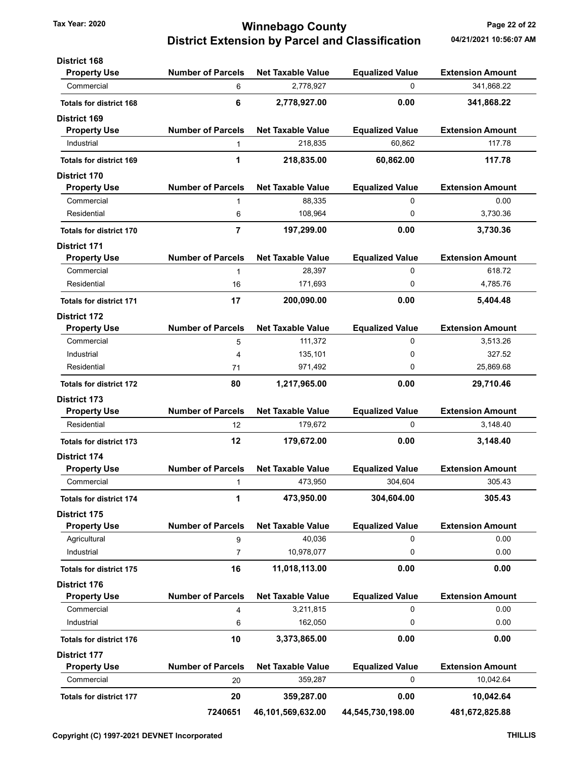# Winnebago County
## District Extension by Parcel and Classification

Tax Year: 2020

04/21/2021 10:56:07 AM

### District 168

| Property Use | Number of Parcels | Net Taxable Value | Equalized Value | Extension Amount |
|---|---|---|---|---|
| Commercial | 6 | 2,778,927 | 0 | 341,868.22 |
| **Totals for district 168** | **6** | **2,778,927.00** | **0.00** | **341,868.22** |

### District 169

| Property Use | Number of Parcels | Net Taxable Value | Equalized Value | Extension Amount |
|---|---|---|---|---|
| Industrial | 1 | 218,835 | 60,862 | 117.78 |
| **Totals for district 169** | **1** | **218,835.00** | **60,862.00** | **117.78** |

### District 170

| Property Use | Number of Parcels | Net Taxable Value | Equalized Value | Extension Amount |
|---|---|---|---|---|
| Commercial | 1 | 88,335 | 0 | 0.00 |
| Residential | 6 | 108,964 | 0 | 3,730.36 |
| **Totals for district 170** | **7** | **197,299.00** | **0.00** | **3,730.36** |

### District 171

| Property Use | Number of Parcels | Net Taxable Value | Equalized Value | Extension Amount |
|---|---|---|---|---|
| Commercial | 1 | 28,397 | 0 | 618.72 |
| Residential | 16 | 171,693 | 0 | 4,785.76 |
| **Totals for district 171** | **17** | **200,090.00** | **0.00** | **5,404.48** |

### District 172

| Property Use | Number of Parcels | Net Taxable Value | Equalized Value | Extension Amount |
|---|---|---|---|---|
| Commercial | 5 | 111,372 | 0 | 3,513.26 |
| Industrial | 4 | 135,101 | 0 | 327.52 |
| Residential | 71 | 971,492 | 0 | 25,869.68 |
| **Totals for district 172** | **80** | **1,217,965.00** | **0.00** | **29,710.46** |

### District 173

| Property Use | Number of Parcels | Net Taxable Value | Equalized Value | Extension Amount |
|---|---|---|---|---|
| Residential | 12 | 179,672 | 0 | 3,148.40 |
| **Totals for district 173** | **12** | **179,672.00** | **0.00** | **3,148.40** |

### District 174

| Property Use | Number of Parcels | Net Taxable Value | Equalized Value | Extension Amount |
|---|---|---|---|---|
| Commercial | 1 | 473,950 | 304,604 | 305.43 |
| **Totals for district 174** | **1** | **473,950.00** | **304,604.00** | **305.43** |

### District 175

| Property Use | Number of Parcels | Net Taxable Value | Equalized Value | Extension Amount |
|---|---|---|---|---|
| Agricultural | 9 | 40,036 | 0 | 0.00 |
| Industrial | 7 | 10,978,077 | 0 | 0.00 |
| **Totals for district 175** | **16** | **11,018,113.00** | **0.00** | **0.00** |

### District 176

| Property Use | Number of Parcels | Net Taxable Value | Equalized Value | Extension Amount |
|---|---|---|---|---|
| Commercial | 4 | 3,211,815 | 0 | 0.00 |
| Industrial | 6 | 162,050 | 0 | 0.00 |
| **Totals for district 176** | **10** | **3,373,865.00** | **0.00** | **0.00** |

### District 177

| Property Use | Number of Parcels | Net Taxable Value | Equalized Value | Extension Amount |
|---|---|---|---|---|
| Commercial | 20 | 359,287 | 0 | 10,042.64 |
| **Totals for district 177** | **20** | **359,287.00** | **0.00** | **10,042.64** |
| | **7240651** | **46,101,569,632.00** | **44,545,730,198.00** | **481,672,825.88** |

Copyright (C) 1997-2021 DEVNET Incorporated

THILLIS